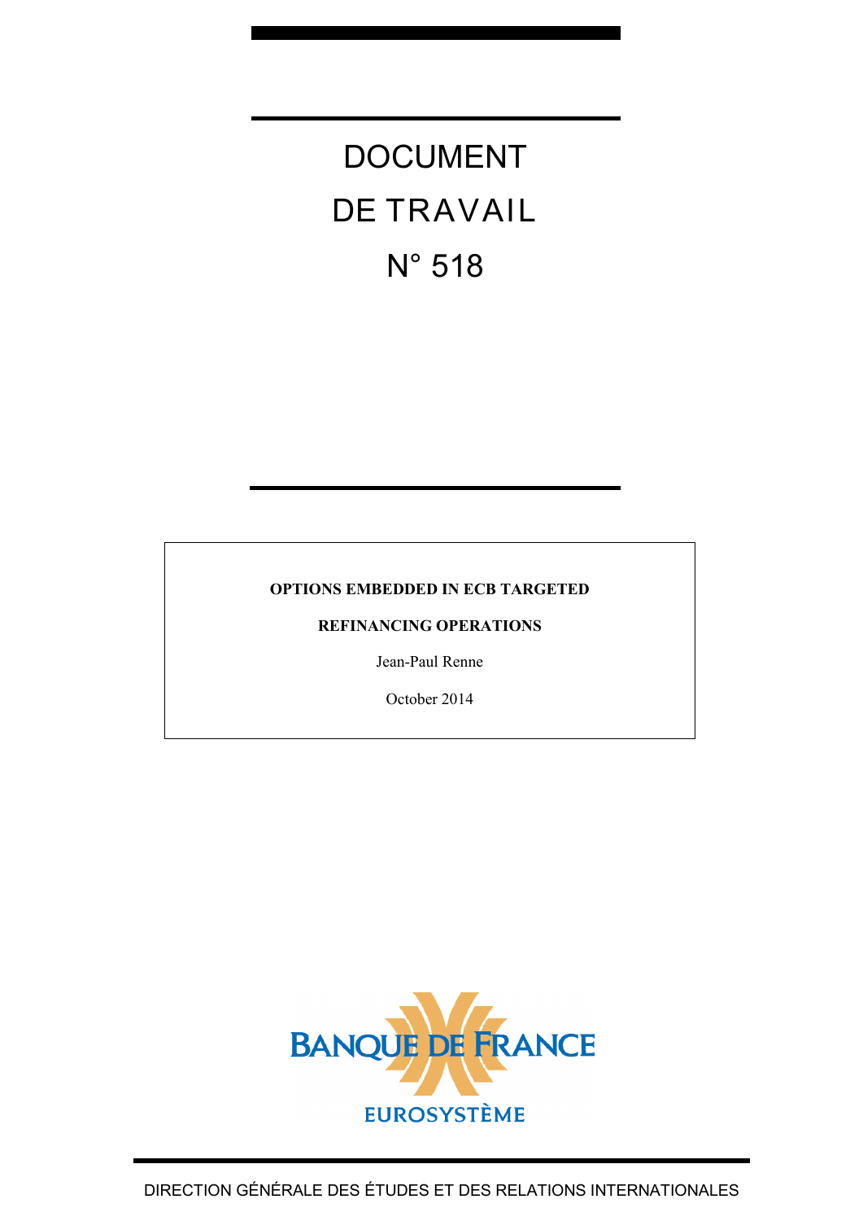# DOCUMENT DE TRAVAIL N° 518

**OPTIONS EMBEDDED IN ECB TARGETED REFINANCING OPERATIONS**

Jean-Paul Renne

October 2014

BANQUE DE FRANCE

EUROSYSTÈME

DIRECTION GÉNÉRALE DES ÉTUDES ET DES RELATIONS INTERNATIONALES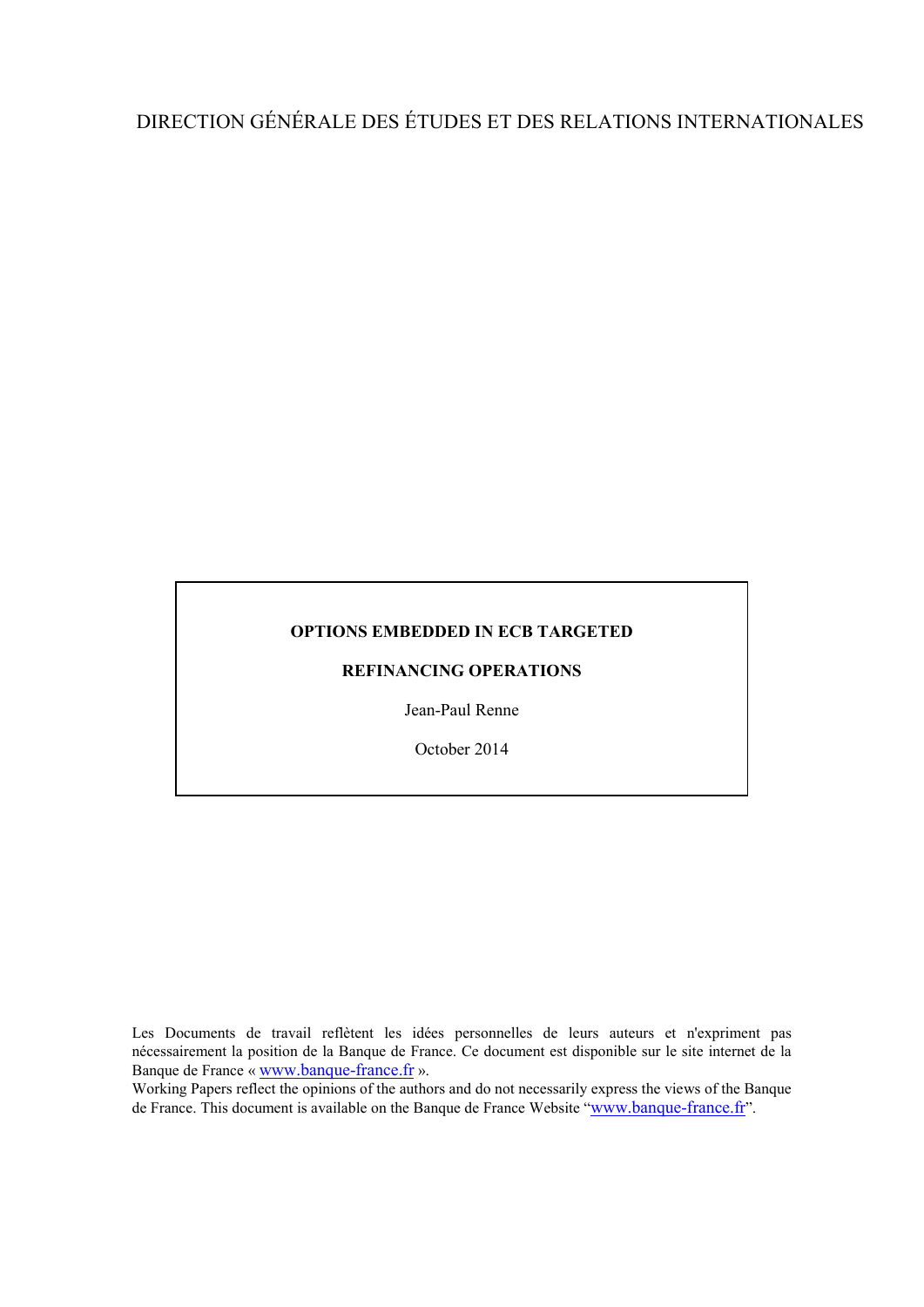DIRECTION GÉNÉRALE DES ÉTUDES ET DES RELATIONS INTERNATIONALES

**OPTIONS EMBEDDED IN ECB TARGETED**

**REFINANCING OPERATIONS**

Jean-Paul Renne

October 2014

Les Documents de travail reflètent les idées personnelles de leurs auteurs et n'expriment pas nécessairement la position de la Banque de France. Ce document est disponible sur le site internet de la Banque de France « www.banque-france.fr ».

Working Papers reflect the opinions of the authors and do not necessarily express the views of the Banque de France. This document is available on the Banque de France Website "www.banque-france.fr".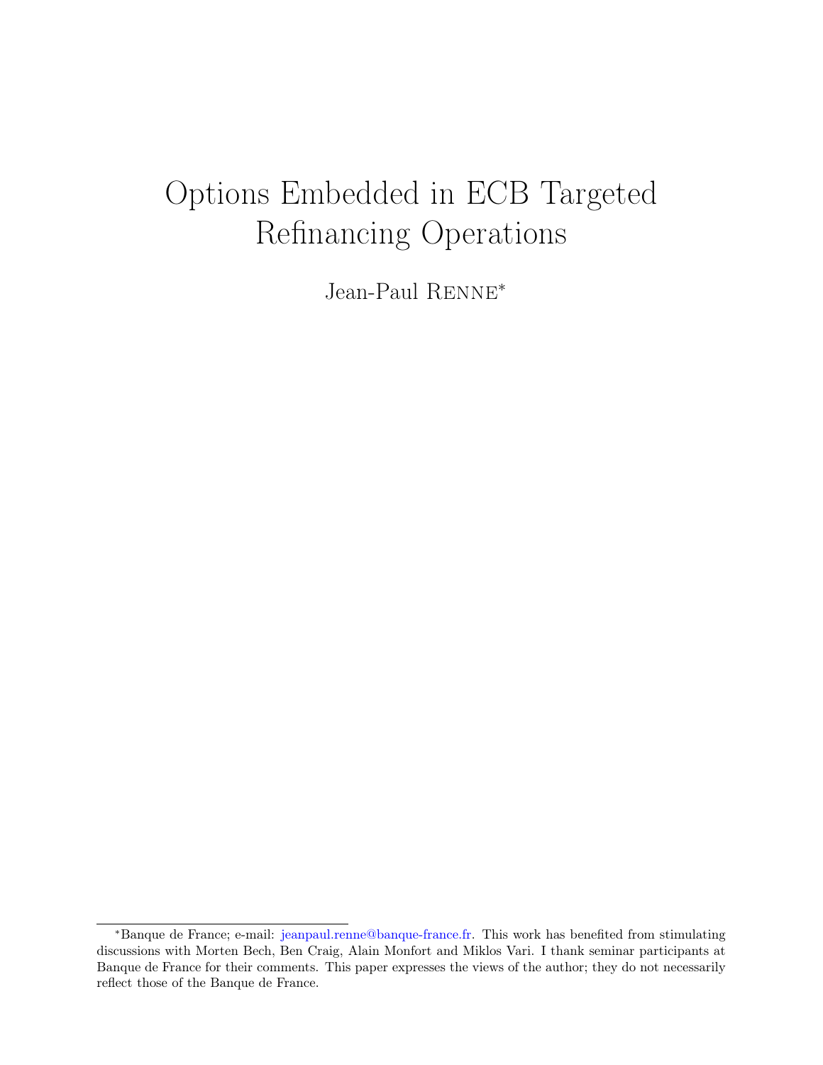# Options Embedded in ECB Targeted Refinancing Operations

Jean-Paul Renne*

*Banque de France; e-mail: jeanpaul.renne@banque-france.fr. This work has benefited from stimulating discussions with Morten Bech, Ben Craig, Alain Monfort and Miklos Vari. I thank seminar participants at Banque de France for their comments. This paper expresses the views of the author; they do not necessarily reflect those of the Banque de France.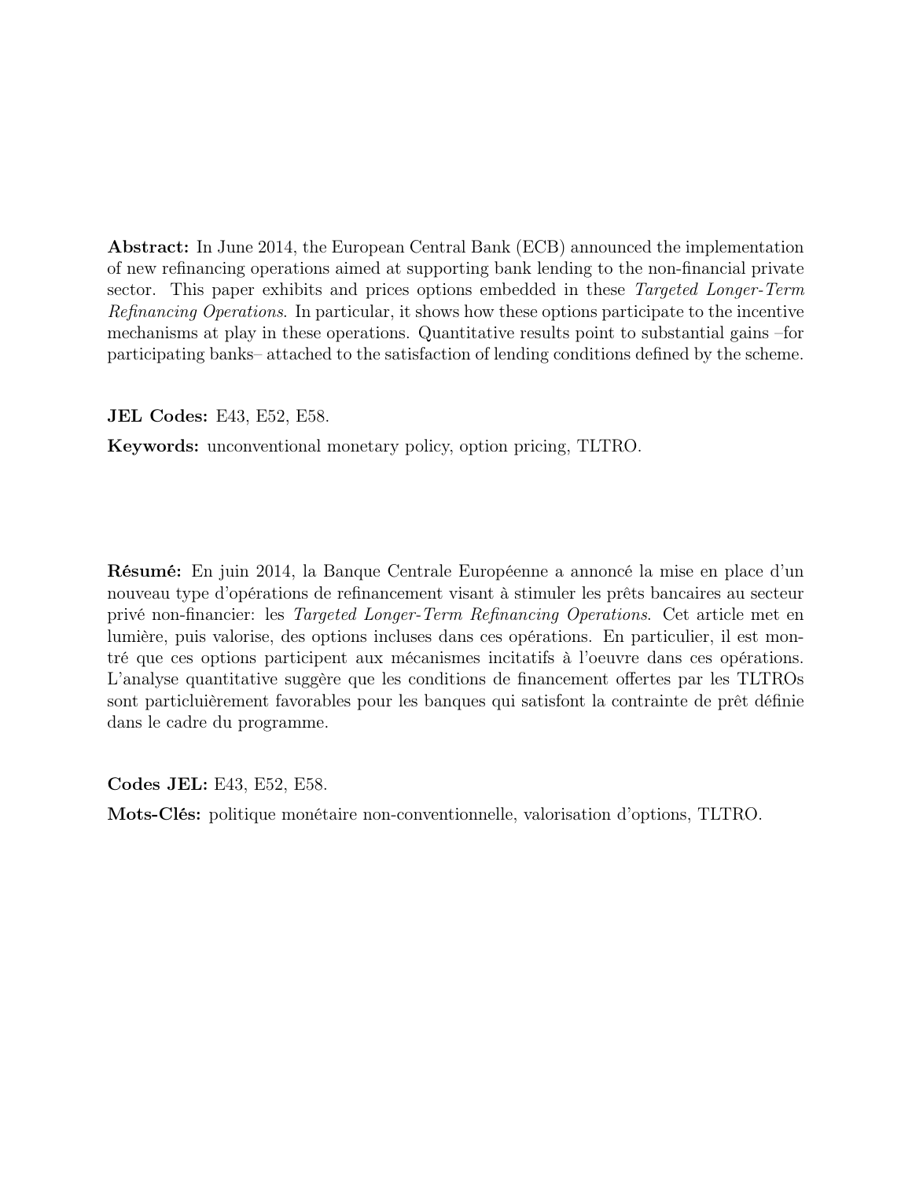**Abstract:** In June 2014, the European Central Bank (ECB) announced the implementation of new refinancing operations aimed at supporting bank lending to the non-financial private sector. This paper exhibits and prices options embedded in these *Targeted Longer-Term Refinancing Operations*. In particular, it shows how these options participate to the incentive mechanisms at play in these operations. Quantitative results point to substantial gains –for participating banks– attached to the satisfaction of lending conditions defined by the scheme.

**JEL Codes:** E43, E52, E58.

**Keywords:** unconventional monetary policy, option pricing, TLTRO.

**Résumé:** En juin 2014, la Banque Centrale Européenne a annoncé la mise en place d'un nouveau type d'opérations de refinancement visant à stimuler les prêts bancaires au secteur privé non-financier: les *Targeted Longer-Term Refinancing Operations*. Cet article met en lumière, puis valorise, des options incluses dans ces opérations. En particulier, il est montré que ces options participent aux mécanismes incitatifs à l'oeuvre dans ces opérations. L'analyse quantitative suggère que les conditions de financement offertes par les TLTROs sont particluièrement favorables pour les banques qui satisfont la contrainte de prêt définie dans le cadre du programme.

**Codes JEL:** E43, E52, E58.

**Mots-Clés:** politique monétaire non-conventionnelle, valorisation d'options, TLTRO.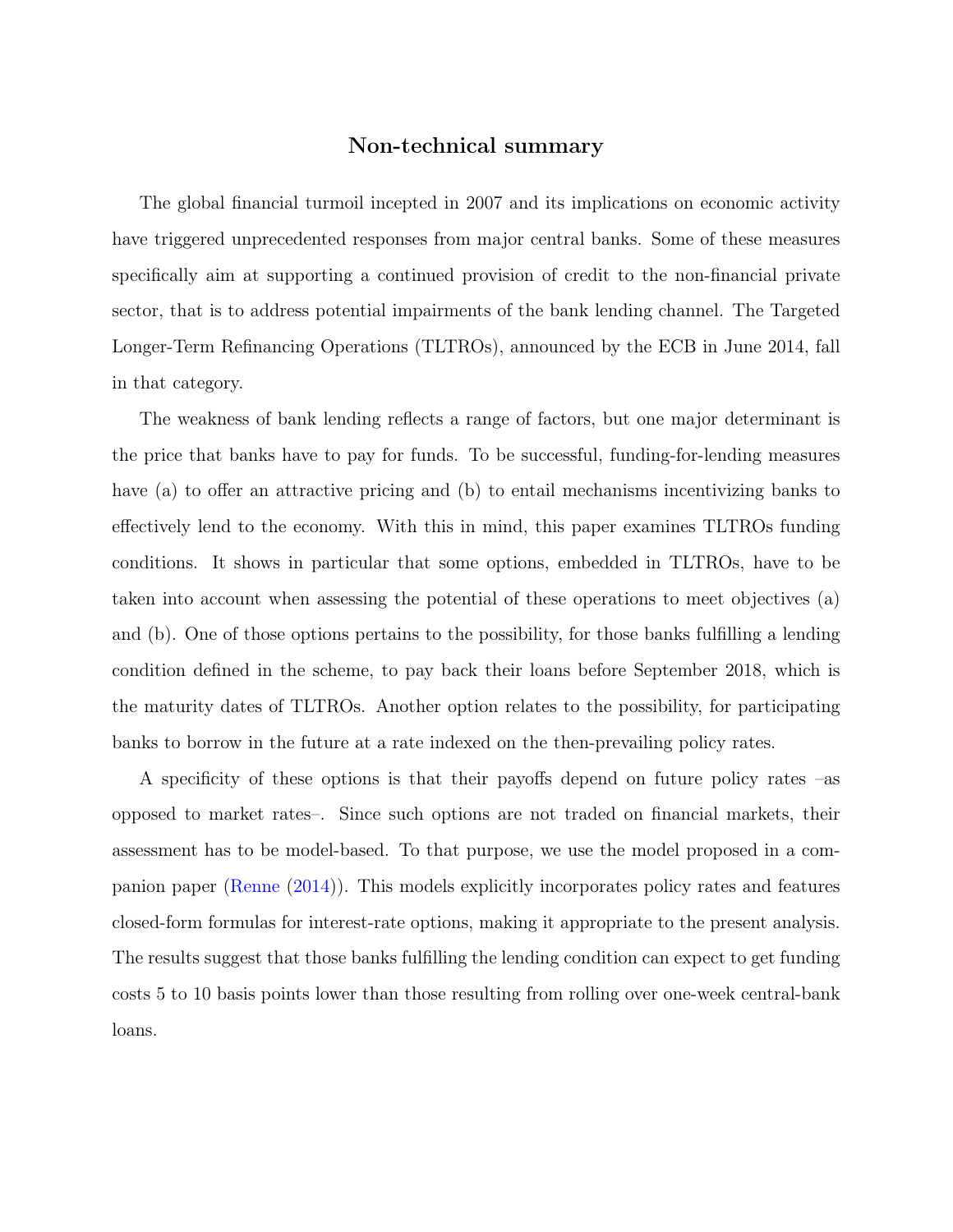## Non-technical summary

The global financial turmoil incepted in 2007 and its implications on economic activity have triggered unprecedented responses from major central banks. Some of these measures specifically aim at supporting a continued provision of credit to the non-financial private sector, that is to address potential impairments of the bank lending channel. The Targeted Longer-Term Refinancing Operations (TLTROs), announced by the ECB in June 2014, fall in that category.

The weakness of bank lending reflects a range of factors, but one major determinant is the price that banks have to pay for funds. To be successful, funding-for-lending measures have (a) to offer an attractive pricing and (b) to entail mechanisms incentivizing banks to effectively lend to the economy. With this in mind, this paper examines TLTROs funding conditions. It shows in particular that some options, embedded in TLTROs, have to be taken into account when assessing the potential of these operations to meet objectives (a) and (b). One of those options pertains to the possibility, for those banks fulfilling a lending condition defined in the scheme, to pay back their loans before September 2018, which is the maturity dates of TLTROs. Another option relates to the possibility, for participating banks to borrow in the future at a rate indexed on the then-prevailing policy rates.

A specificity of these options is that their payoffs depend on future policy rates –as opposed to market rates–. Since such options are not traded on financial markets, their assessment has to be model-based. To that purpose, we use the model proposed in a companion paper (Renne (2014)). This models explicitly incorporates policy rates and features closed-form formulas for interest-rate options, making it appropriate to the present analysis. The results suggest that those banks fulfilling the lending condition can expect to get funding costs 5 to 10 basis points lower than those resulting from rolling over one-week central-bank loans.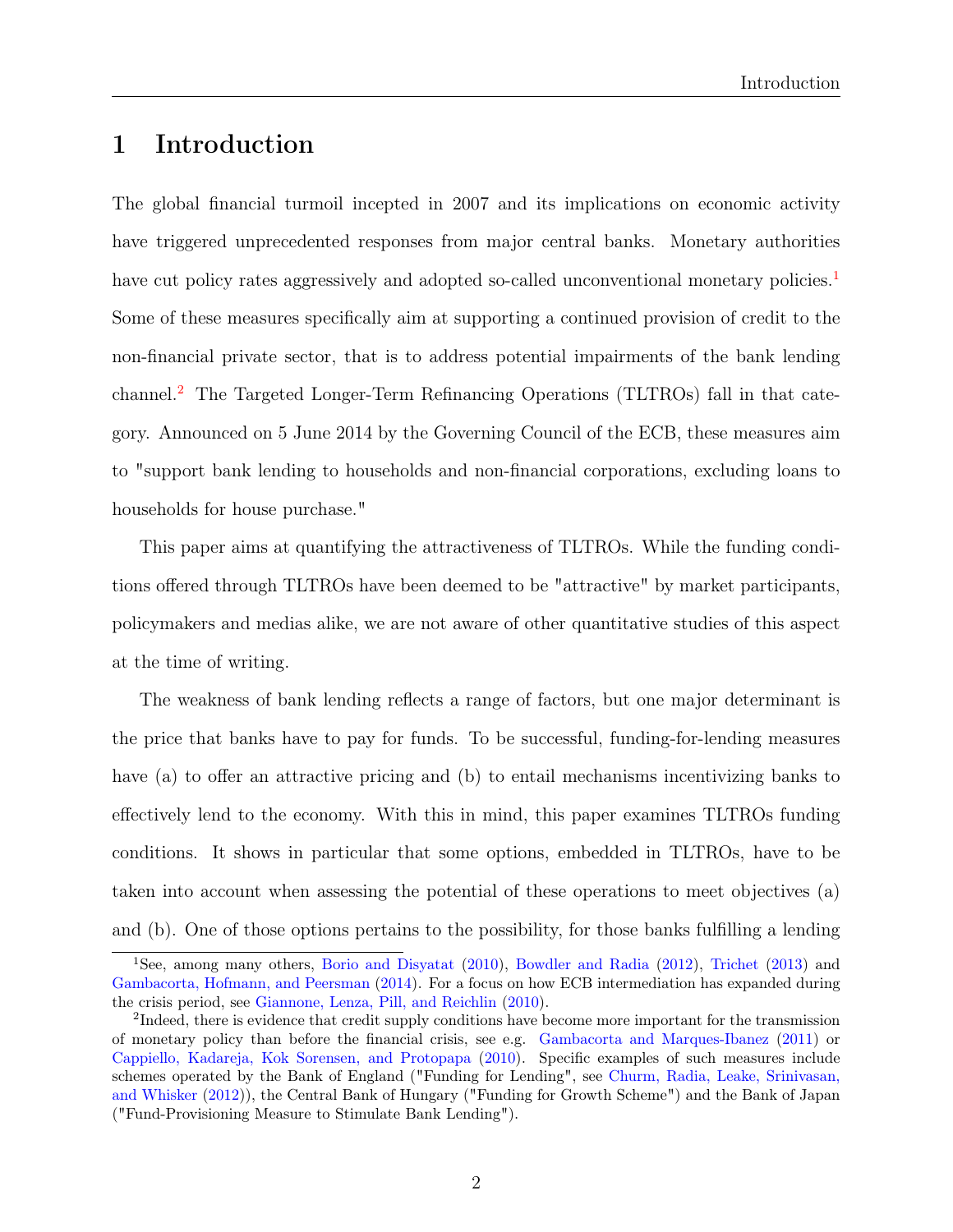# 1 Introduction

The global financial turmoil incepted in 2007 and its implications on economic activity have triggered unprecedented responses from major central banks. Monetary authorities have cut policy rates aggressively and adopted so-called unconventional monetary policies.[1] Some of these measures specifically aim at supporting a continued provision of credit to the non-financial private sector, that is to address potential impairments of the bank lending channel.[2] The Targeted Longer-Term Refinancing Operations (TLTROs) fall in that category. Announced on 5 June 2014 by the Governing Council of the ECB, these measures aim to "support bank lending to households and non-financial corporations, excluding loans to households for house purchase."

This paper aims at quantifying the attractiveness of TLTROs. While the funding conditions offered through TLTROs have been deemed to be "attractive" by market participants, policymakers and medias alike, we are not aware of other quantitative studies of this aspect at the time of writing.

The weakness of bank lending reflects a range of factors, but one major determinant is the price that banks have to pay for funds. To be successful, funding-for-lending measures have (a) to offer an attractive pricing and (b) to entail mechanisms incentivizing banks to effectively lend to the economy. With this in mind, this paper examines TLTROs funding conditions. It shows in particular that some options, embedded in TLTROs, have to be taken into account when assessing the potential of these operations to meet objectives (a) and (b). One of those options pertains to the possibility, for those banks fulfilling a lending

[1] See, among many others, Borio and Disyatat (2010), Bowdler and Radia (2012), Trichet (2013) and Gambacorta, Hofmann, and Peersman (2014). For a focus on how ECB intermediation has expanded during the crisis period, see Giannone, Lenza, Pill, and Reichlin (2010).

[2] Indeed, there is evidence that credit supply conditions have become more important for the transmission of monetary policy than before the financial crisis, see e.g. Gambacorta and Marques-Ibanez (2011) or Cappiello, Kadareja, Kok Sorensen, and Protopapa (2010). Specific examples of such measures include schemes operated by the Bank of England ("Funding for Lending", see Churm, Radia, Leake, Srinivasan, and Whisker (2012)), the Central Bank of Hungary ("Funding for Growth Scheme") and the Bank of Japan ("Fund-Provisioning Measure to Stimulate Bank Lending").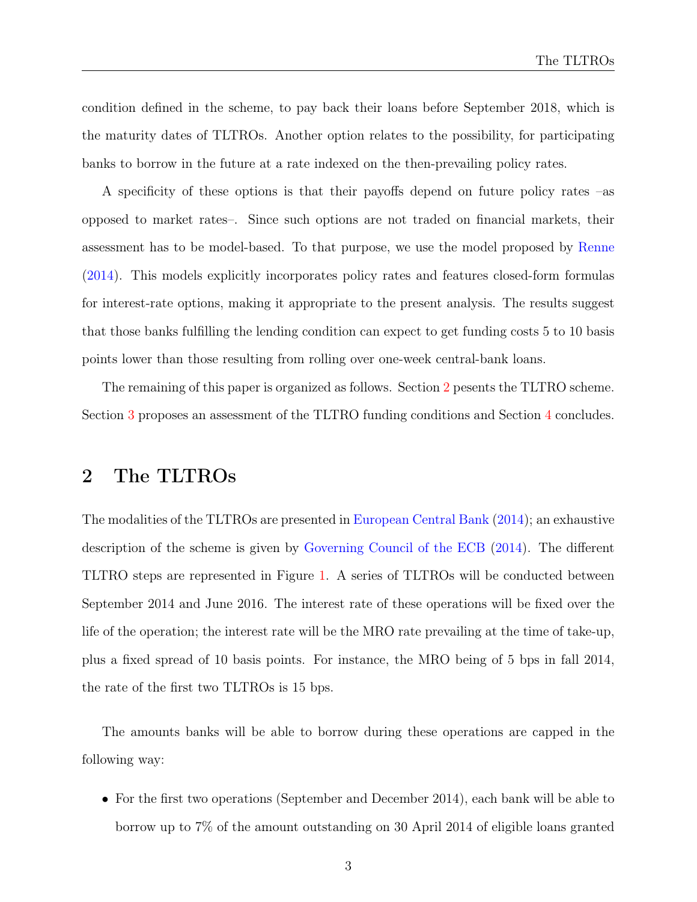condition defined in the scheme, to pay back their loans before September 2018, which is the maturity dates of TLTROs. Another option relates to the possibility, for participating banks to borrow in the future at a rate indexed on the then-prevailing policy rates.

A specificity of these options is that their payoffs depend on future policy rates –as opposed to market rates–. Since such options are not traded on financial markets, their assessment has to be model-based. To that purpose, we use the model proposed by Renne (2014). This models explicitly incorporates policy rates and features closed-form formulas for interest-rate options, making it appropriate to the present analysis. The results suggest that those banks fulfilling the lending condition can expect to get funding costs 5 to 10 basis points lower than those resulting from rolling over one-week central-bank loans.

The remaining of this paper is organized as follows. Section 2 pesents the TLTRO scheme. Section 3 proposes an assessment of the TLTRO funding conditions and Section 4 concludes.

## 2 The TLTROs

The modalities of the TLTROs are presented in European Central Bank (2014); an exhaustive description of the scheme is given by Governing Council of the ECB (2014). The different TLTRO steps are represented in Figure 1. A series of TLTROs will be conducted between September 2014 and June 2016. The interest rate of these operations will be fixed over the life of the operation; the interest rate will be the MRO rate prevailing at the time of take-up, plus a fixed spread of 10 basis points. For instance, the MRO being of 5 bps in fall 2014, the rate of the first two TLTROs is 15 bps.

The amounts banks will be able to borrow during these operations are capped in the following way:

- For the first two operations (September and December 2014), each bank will be able to borrow up to 7% of the amount outstanding on 30 April 2014 of eligible loans granted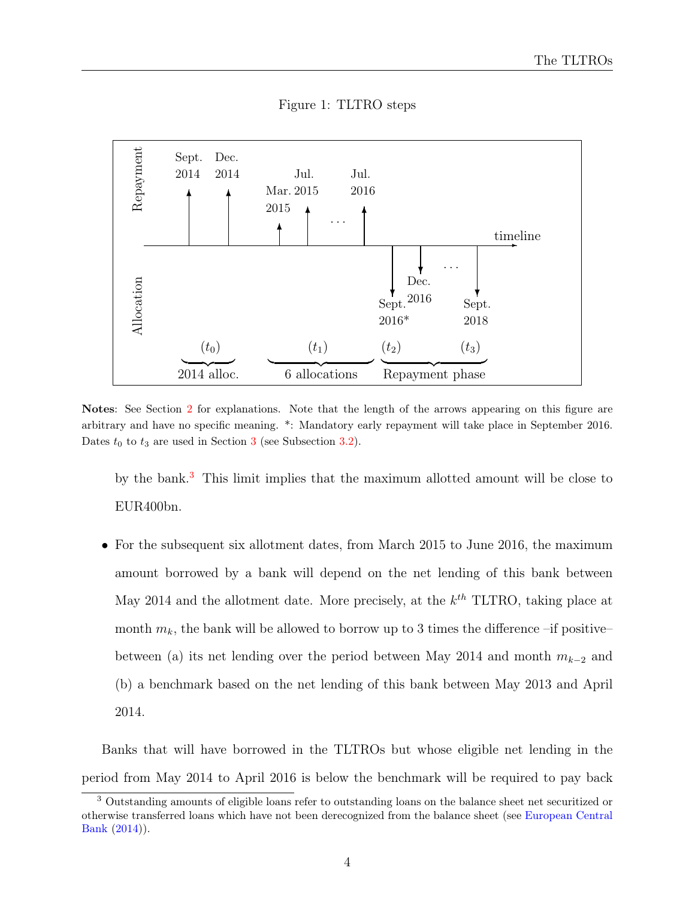Figure 1: TLTRO steps

**Notes**: See Section 2 for explanations. Note that the length of the arrows appearing on this figure are arbitrary and have no specific meaning. *: Mandatory early repayment will take place in September 2016. Dates $t_0$ to $t_3$ are used in Section 3 (see Subsection 3.2).

by the bank.[3] This limit implies that the maximum allotted amount will be close to EUR400bn.

- For the subsequent six allotment dates, from March 2015 to June 2016, the maximum amount borrowed by a bank will depend on the net lending of this bank between May 2014 and the allotment date. More precisely, at the $k^{th}$ TLTRO, taking place at month $m_k$, the bank will be allowed to borrow up to 3 times the difference –if positive– between (a) its net lending over the period between May 2014 and month $m_{k-2}$ and (b) a benchmark based on the net lending of this bank between May 2013 and April 2014.

Banks that will have borrowed in the TLTROs but whose eligible net lending in the period from May 2014 to April 2016 is below the benchmark will be required to pay back

[3] Outstanding amounts of eligible loans refer to outstanding loans on the balance sheet net securitized or otherwise transferred loans which have not been derecognized from the balance sheet (see European Central Bank (2014)).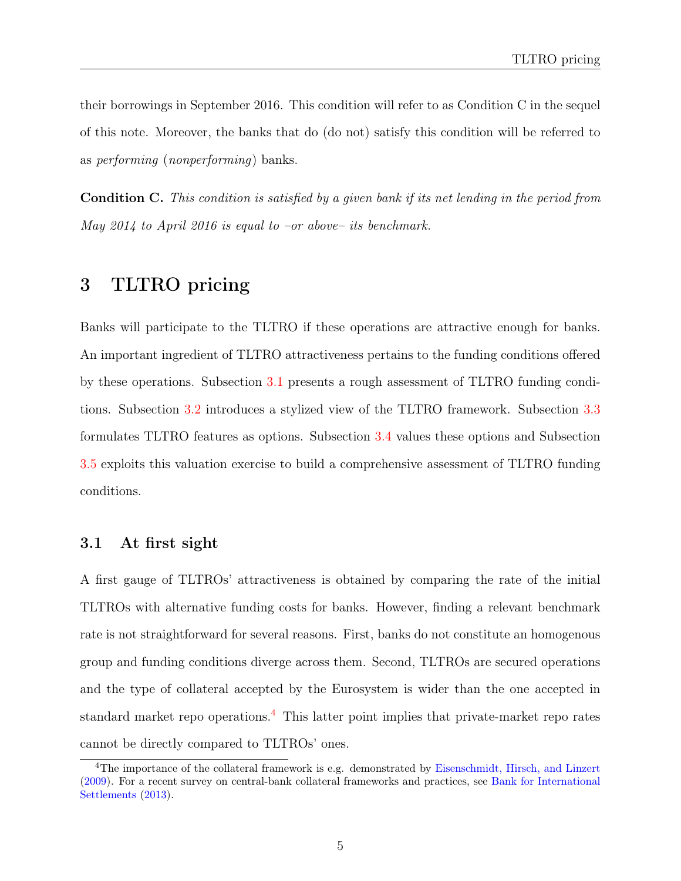their borrowings in September 2016. This condition will refer to as Condition C in the sequel of this note. Moreover, the banks that do (do not) satisfy this condition will be referred to as *performing* (*nonperforming*) banks.

**Condition C.** *This condition is satisfied by a given bank if its net lending in the period from May 2014 to April 2016 is equal to –or above– its benchmark.*

# 3 TLTRO pricing

Banks will participate to the TLTRO if these operations are attractive enough for banks. An important ingredient of TLTRO attractiveness pertains to the funding conditions offered by these operations. Subsection 3.1 presents a rough assessment of TLTRO funding conditions. Subsection 3.2 introduces a stylized view of the TLTRO framework. Subsection 3.3 formulates TLTRO features as options. Subsection 3.4 values these options and Subsection 3.5 exploits this valuation exercise to build a comprehensive assessment of TLTRO funding conditions.

## 3.1 At first sight

A first gauge of TLTROs' attractiveness is obtained by comparing the rate of the initial TLTROs with alternative funding costs for banks. However, finding a relevant benchmark rate is not straightforward for several reasons. First, banks do not constitute an homogenous group and funding conditions diverge across them. Second, TLTROs are secured operations and the type of collateral accepted by the Eurosystem is wider than the one accepted in standard market repo operations.[4] This latter point implies that private-market repo rates cannot be directly compared to TLTROs' ones.

[4] The importance of the collateral framework is e.g. demonstrated by Eisenschmidt, Hirsch, and Linzert (2009). For a recent survey on central-bank collateral frameworks and practices, see Bank for International Settlements (2013).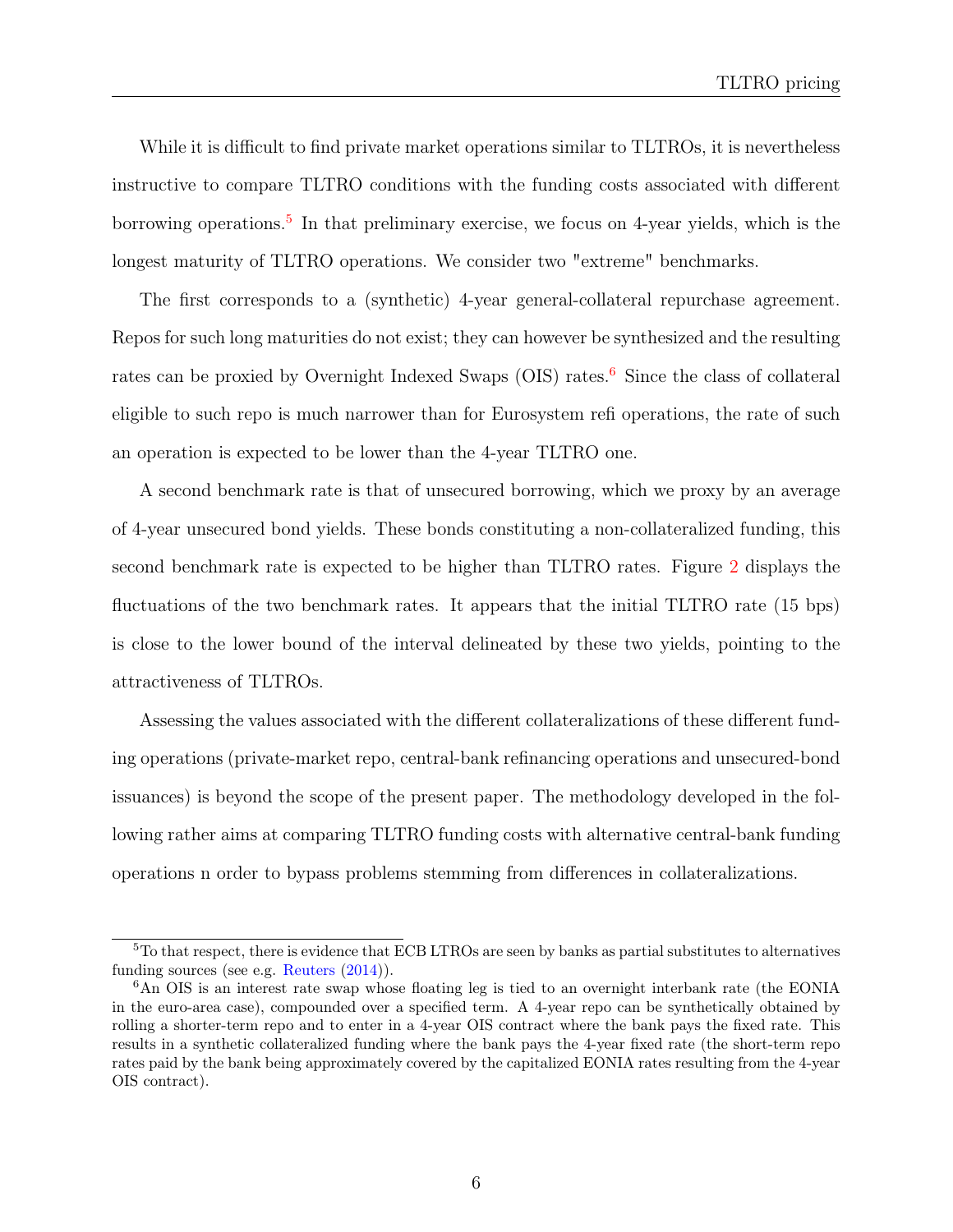While it is difficult to find private market operations similar to TLTROs, it is nevertheless instructive to compare TLTRO conditions with the funding costs associated with different borrowing operations.[5] In that preliminary exercise, we focus on 4-year yields, which is the longest maturity of TLTRO operations. We consider two "extreme" benchmarks.

The first corresponds to a (synthetic) 4-year general-collateral repurchase agreement. Repos for such long maturities do not exist; they can however be synthesized and the resulting rates can be proxied by Overnight Indexed Swaps (OIS) rates.[6] Since the class of collateral eligible to such repo is much narrower than for Eurosystem refi operations, the rate of such an operation is expected to be lower than the 4-year TLTRO one.

A second benchmark rate is that of unsecured borrowing, which we proxy by an average of 4-year unsecured bond yields. These bonds constituting a non-collateralized funding, this second benchmark rate is expected to be higher than TLTRO rates. Figure 2 displays the fluctuations of the two benchmark rates. It appears that the initial TLTRO rate (15 bps) is close to the lower bound of the interval delineated by these two yields, pointing to the attractiveness of TLTROs.

Assessing the values associated with the different collateralizations of these different funding operations (private-market repo, central-bank refinancing operations and unsecured-bond issuances) is beyond the scope of the present paper. The methodology developed in the following rather aims at comparing TLTRO funding costs with alternative central-bank funding operations n order to bypass problems stemming from differences in collateralizations.

---

[5] To that respect, there is evidence that ECB LTROs are seen by banks as partial substitutes to alternatives funding sources (see e.g. Reuters (2014)).

[6] An OIS is an interest rate swap whose floating leg is tied to an overnight interbank rate (the EONIA in the euro-area case), compounded over a specified term. A 4-year repo can be synthetically obtained by rolling a shorter-term repo and to enter in a 4-year OIS contract where the bank pays the fixed rate. This results in a synthetic collateralized funding where the bank pays the 4-year fixed rate (the short-term repo rates paid by the bank being approximately covered by the capitalized EONIA rates resulting from the 4-year OIS contract).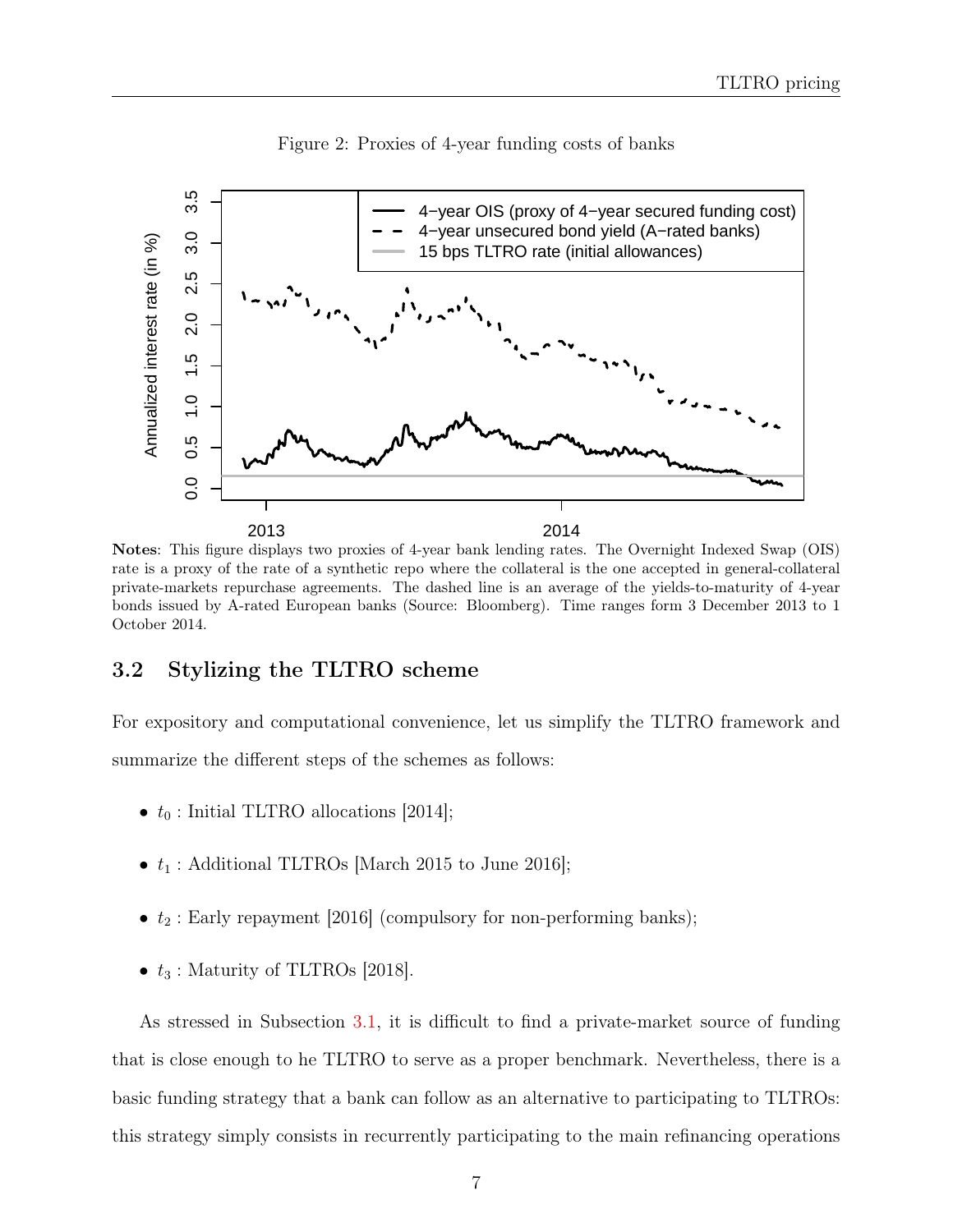Figure 2: Proxies of 4-year funding costs of banks

**Notes**: This figure displays two proxies of 4-year bank lending rates. The Overnight Indexed Swap (OIS) rate is a proxy of the rate of a synthetic repo where the collateral is the one accepted in general-collateral private-markets repurchase agreements. The dashed line is an average of the yields-to-maturity of 4-year bonds issued by A-rated European banks (Source: Bloomberg). Time ranges form 3 December 2013 to 1 October 2014.

### 3.2 Stylizing the TLTRO scheme

For expository and computational convenience, let us simplify the TLTRO framework and summarize the different steps of the schemes as follows:

- $t_0$ : Initial TLTRO allocations [2014];
- $t_1$ : Additional TLTROs [March 2015 to June 2016];
- $t_2$ : Early repayment [2016] (compulsory for non-performing banks);
- $t_3$ : Maturity of TLTROs [2018].

As stressed in Subsection 3.1, it is difficult to find a private-market source of funding that is close enough to he TLTRO to serve as a proper benchmark. Nevertheless, there is a basic funding strategy that a bank can follow as an alternative to participating to TLTROs: this strategy simply consists in recurrently participating to the main refinancing operations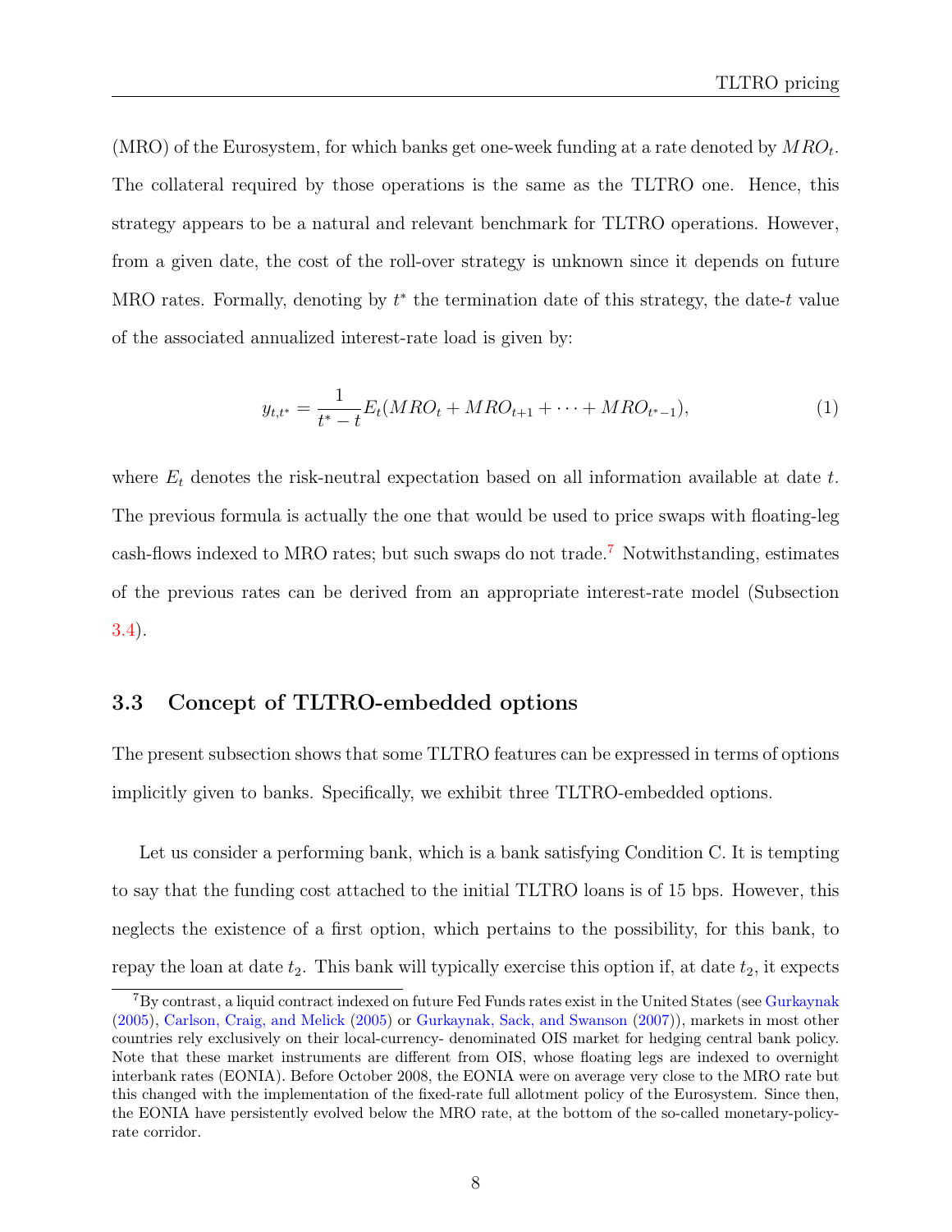(MRO) of the Eurosystem, for which banks get one-week funding at a rate denoted by $MRO_t$. The collateral required by those operations is the same as the TLTRO one. Hence, this strategy appears to be a natural and relevant benchmark for TLTRO operations. However, from a given date, the cost of the roll-over strategy is unknown since it depends on future MRO rates. Formally, denoting by $t^*$ the termination date of this strategy, the date-$t$ value of the associated annualized interest-rate load is given by:

$$y_{t,t^*} = \frac{1}{t^* - t} E_t(MRO_t + MRO_{t+1} + \cdots + MRO_{t^*-1}), \tag{1}$$

where $E_t$ denotes the risk-neutral expectation based on all information available at date $t$. The previous formula is actually the one that would be used to price swaps with floating-leg cash-flows indexed to MRO rates; but such swaps do not trade.[7] Notwithstanding, estimates of the previous rates can be derived from an appropriate interest-rate model (Subsection 3.4).

### 3.3 Concept of TLTRO-embedded options

The present subsection shows that some TLTRO features can be expressed in terms of options implicitly given to banks. Specifically, we exhibit three TLTRO-embedded options.

Let us consider a performing bank, which is a bank satisfying Condition C. It is tempting to say that the funding cost attached to the initial TLTRO loans is of 15 bps. However, this neglects the existence of a first option, which pertains to the possibility, for this bank, to repay the loan at date $t_2$. This bank will typically exercise this option if, at date $t_2$, it expects

[7] By contrast, a liquid contract indexed on future Fed Funds rates exist in the United States (see Gurkaynak (2005), Carlson, Craig, and Melick (2005) or Gurkaynak, Sack, and Swanson (2007)), markets in most other countries rely exclusively on their local-currency- denominated OIS market for hedging central bank policy. Note that these market instruments are different from OIS, whose floating legs are indexed to overnight interbank rates (EONIA). Before October 2008, the EONIA were on average very close to the MRO rate but this changed with the implementation of the fixed-rate full allotment policy of the Eurosystem. Since then, the EONIA have persistently evolved below the MRO rate, at the bottom of the so-called monetary-policy-rate corridor.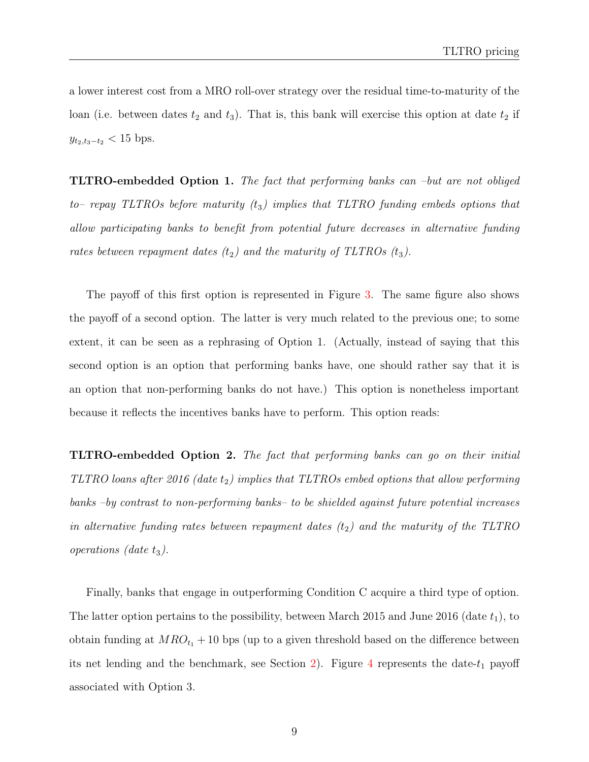a lower interest cost from a MRO roll-over strategy over the residual time-to-maturity of the loan (i.e. between dates $t_2$ and $t_3$). That is, this bank will exercise this option at date $t_2$ if $y_{t_2,t_3-t_2} < 15$ bps.

**TLTRO-embedded Option 1.** *The fact that performing banks can –but are not obliged to– repay TLTROs before maturity ($t_3$) implies that TLTRO funding embeds options that allow participating banks to benefit from potential future decreases in alternative funding rates between repayment dates ($t_2$) and the maturity of TLTROs ($t_3$).*

The payoff of this first option is represented in Figure 3. The same figure also shows the payoff of a second option. The latter is very much related to the previous one; to some extent, it can be seen as a rephrasing of Option 1. (Actually, instead of saying that this second option is an option that performing banks have, one should rather say that it is an option that non-performing banks do not have.) This option is nonetheless important because it reflects the incentives banks have to perform. This option reads:

**TLTRO-embedded Option 2.** *The fact that performing banks can go on their initial TLTRO loans after 2016 (date $t_2$) implies that TLTROs embed options that allow performing banks –by contrast to non-performing banks– to be shielded against future potential increases in alternative funding rates between repayment dates ($t_2$) and the maturity of the TLTRO operations (date $t_3$).*

Finally, banks that engage in outperforming Condition C acquire a third type of option. The latter option pertains to the possibility, between March 2015 and June 2016 (date $t_1$), to obtain funding at $MRO_{t_1} + 10$ bps (up to a given threshold based on the difference between its net lending and the benchmark, see Section 2). Figure 4 represents the date-$t_1$ payoff associated with Option 3.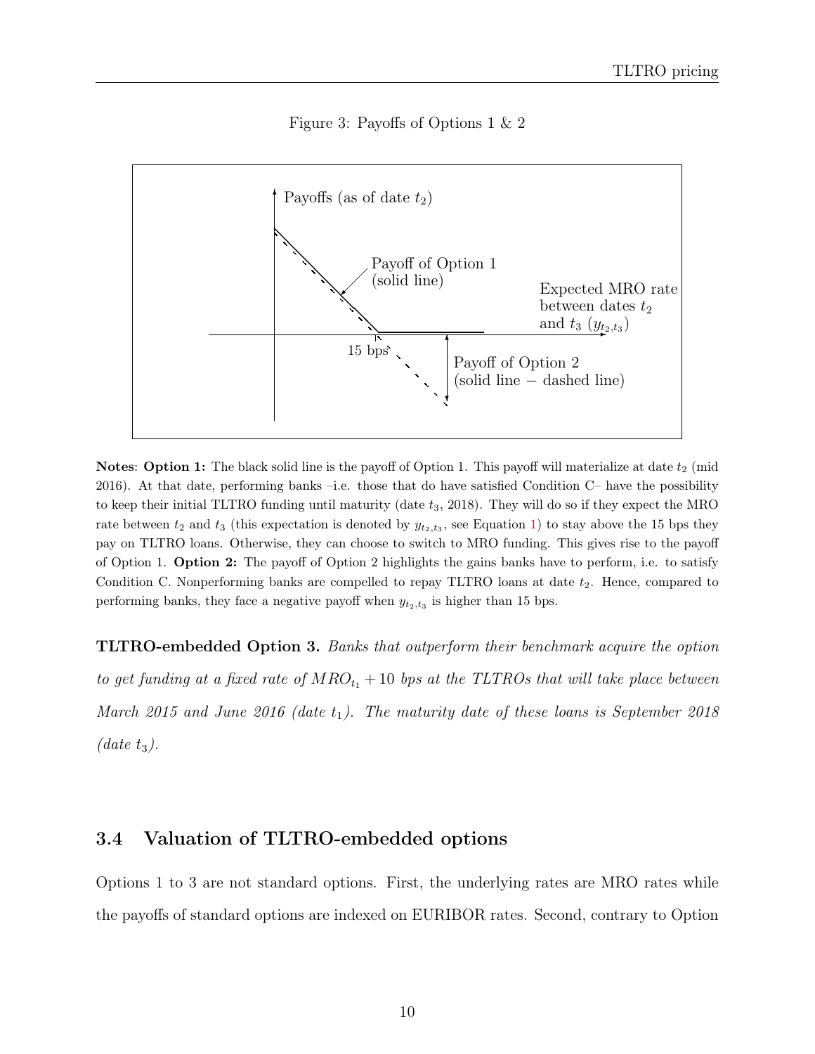Figure 3: Payoffs of Options 1 & 2

Payoffs (as of date $t_2$)

Payoff of Option 1 (solid line)

Expected MRO rate between dates $t_2$ and $t_3$ ($y_{t_2,t_3}$)

15 bps

Payoff of Option 2 (solid line − dashed line)

**Notes**: **Option 1:** The black solid line is the payoff of Option 1. This payoff will materialize at date $t_2$ (mid 2016). At that date, performing banks –i.e. those that do have satisfied Condition C– have the possibility to keep their initial TLTRO funding until maturity (date $t_3$, 2018). They will do so if they expect the MRO rate between $t_2$ and $t_3$ (this expectation is denoted by $y_{t_2,t_3}$, see Equation 1) to stay above the 15 bps they pay on TLTRO loans. Otherwise, they can choose to switch to MRO funding. This gives rise to the payoff of Option 1. **Option 2:** The payoff of Option 2 highlights the gains banks have to perform, i.e. to satisfy Condition C. Nonperforming banks are compelled to repay TLTRO loans at date $t_2$. Hence, compared to performing banks, they face a negative payoff when $y_{t_2,t_3}$ is higher than 15 bps.

**TLTRO-embedded Option 3.** *Banks that outperform their benchmark acquire the option to get funding at a fixed rate of* $MRO_{t_1} + 10$ *bps at the TLTROs that will take place between March 2015 and June 2016 (date* $t_1$*). The maturity date of these loans is September 2018 (date* $t_3$*).*

## 3.4 Valuation of TLTRO-embedded options

Options 1 to 3 are not standard options. First, the underlying rates are MRO rates while the payoffs of standard options are indexed on EURIBOR rates. Second, contrary to Option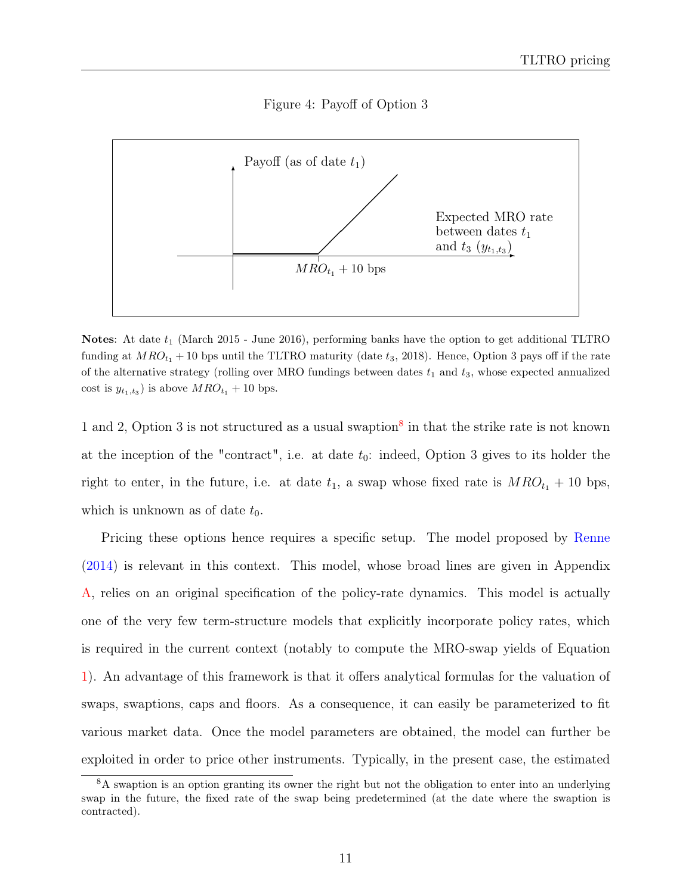Figure 4: Payoff of Option 3

**Notes**: At date $t_1$ (March 2015 - June 2016), performing banks have the option to get additional TLTRO funding at $MRO_{t_1} + 10$ bps until the TLTRO maturity (date $t_3$, 2018). Hence, Option 3 pays off if the rate of the alternative strategy (rolling over MRO fundings between dates $t_1$ and $t_3$, whose expected annualized cost is $y_{t_1,t_3}$) is above $MRO_{t_1} + 10$ bps.

1 and 2, Option 3 is not structured as a usual swaption[8] in that the strike rate is not known at the inception of the "contract", i.e. at date $t_0$: indeed, Option 3 gives to its holder the right to enter, in the future, i.e. at date $t_1$, a swap whose fixed rate is $MRO_{t_1} + 10$ bps, which is unknown as of date $t_0$.

Pricing these options hence requires a specific setup. The model proposed by Renne (2014) is relevant in this context. This model, whose broad lines are given in Appendix A, relies on an original specification of the policy-rate dynamics. This model is actually one of the very few term-structure models that explicitly incorporate policy rates, which is required in the current context (notably to compute the MRO-swap yields of Equation 1). An advantage of this framework is that it offers analytical formulas for the valuation of swaps, swaptions, caps and floors. As a consequence, it can easily be parameterized to fit various market data. Once the model parameters are obtained, the model can further be exploited in order to price other instruments. Typically, in the present case, the estimated

[8] A swaption is an option granting its owner the right but not the obligation to enter into an underlying swap in the future, the fixed rate of the swap being predetermined (at the date where the swaption is contracted).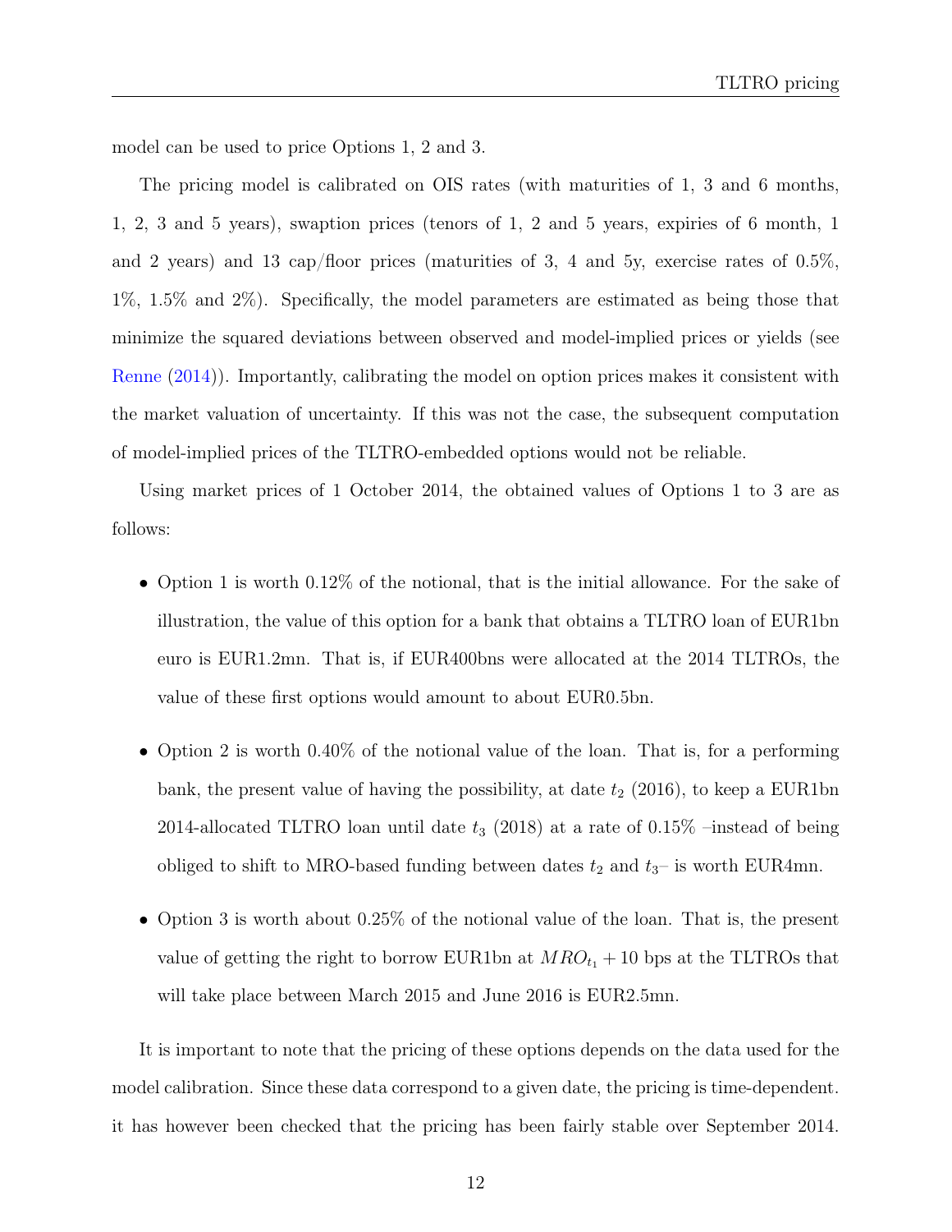model can be used to price Options 1, 2 and 3.

The pricing model is calibrated on OIS rates (with maturities of 1, 3 and 6 months, 1, 2, 3 and 5 years), swaption prices (tenors of 1, 2 and 5 years, expiries of 6 month, 1 and 2 years) and 13 cap/floor prices (maturities of 3, 4 and 5y, exercise rates of 0.5%, 1%, 1.5% and 2%). Specifically, the model parameters are estimated as being those that minimize the squared deviations between observed and model-implied prices or yields (see Renne (2014)). Importantly, calibrating the model on option prices makes it consistent with the market valuation of uncertainty. If this was not the case, the subsequent computation of model-implied prices of the TLTRO-embedded options would not be reliable.

Using market prices of 1 October 2014, the obtained values of Options 1 to 3 are as follows:

- Option 1 is worth 0.12% of the notional, that is the initial allowance. For the sake of illustration, the value of this option for a bank that obtains a TLTRO loan of EUR1bn euro is EUR1.2mn. That is, if EUR400bns were allocated at the 2014 TLTROs, the value of these first options would amount to about EUR0.5bn.
- Option 2 is worth 0.40% of the notional value of the loan. That is, for a performing bank, the present value of having the possibility, at date $t_2$ (2016), to keep a EUR1bn 2014-allocated TLTRO loan until date $t_3$ (2018) at a rate of 0.15% –instead of being obliged to shift to MRO-based funding between dates $t_2$ and $t_3$– is worth EUR4mn.
- Option 3 is worth about 0.25% of the notional value of the loan. That is, the present value of getting the right to borrow EUR1bn at $MRO_{t_1} + 10$ bps at the TLTROs that will take place between March 2015 and June 2016 is EUR2.5mn.

It is important to note that the pricing of these options depends on the data used for the model calibration. Since these data correspond to a given date, the pricing is time-dependent. it has however been checked that the pricing has been fairly stable over September 2014.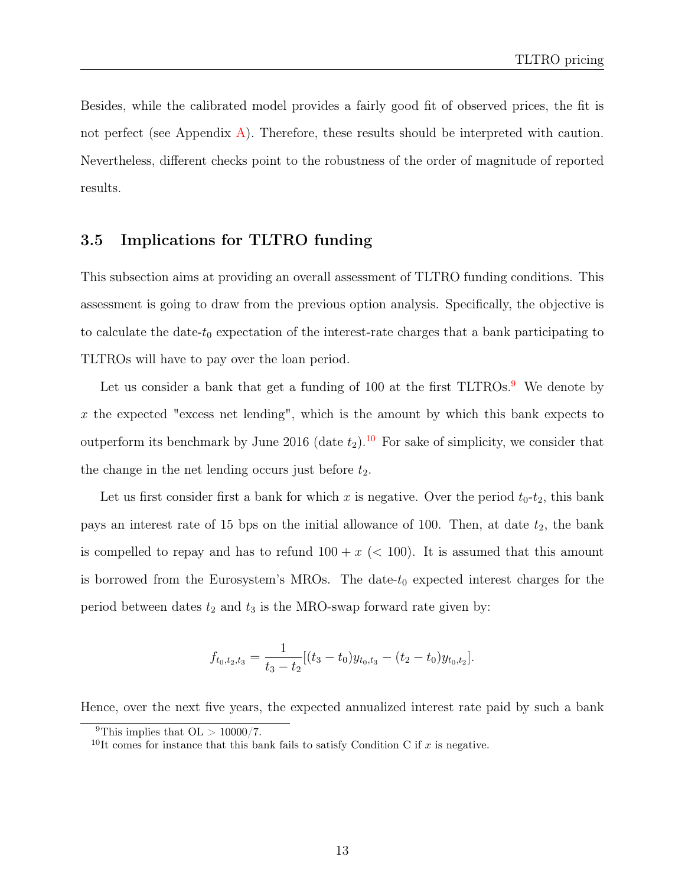Besides, while the calibrated model provides a fairly good fit of observed prices, the fit is not perfect (see Appendix A). Therefore, these results should be interpreted with caution. Nevertheless, different checks point to the robustness of the order of magnitude of reported results.

### 3.5 Implications for TLTRO funding

This subsection aims at providing an overall assessment of TLTRO funding conditions. This assessment is going to draw from the previous option analysis. Specifically, the objective is to calculate the date-$t_0$ expectation of the interest-rate charges that a bank participating to TLTROs will have to pay over the loan period.

Let us consider a bank that get a funding of 100 at the first TLTROs.[9] We denote by $x$ the expected "excess net lending", which is the amount by which this bank expects to outperform its benchmark by June 2016 (date $t_2$).[10] For sake of simplicity, we consider that the change in the net lending occurs just before $t_2$.

Let us first consider first a bank for which $x$ is negative. Over the period $t_0$-$t_2$, this bank pays an interest rate of 15 bps on the initial allowance of 100. Then, at date $t_2$, the bank is compelled to repay and has to refund $100 + x$ ($< 100$). It is assumed that this amount is borrowed from the Eurosystem's MROs. The date-$t_0$ expected interest charges for the period between dates $t_2$ and $t_3$ is the MRO-swap forward rate given by:

$$f_{t_0,t_2,t_3} = \frac{1}{t_3 - t_2}[(t_3 - t_0)y_{t_0,t_3} - (t_2 - t_0)y_{t_0,t_2}].$$

Hence, over the next five years, the expected annualized interest rate paid by such a bank

[9] This implies that OL $> 10000/7$.

[10] It comes for instance that this bank fails to satisfy Condition C if $x$ is negative.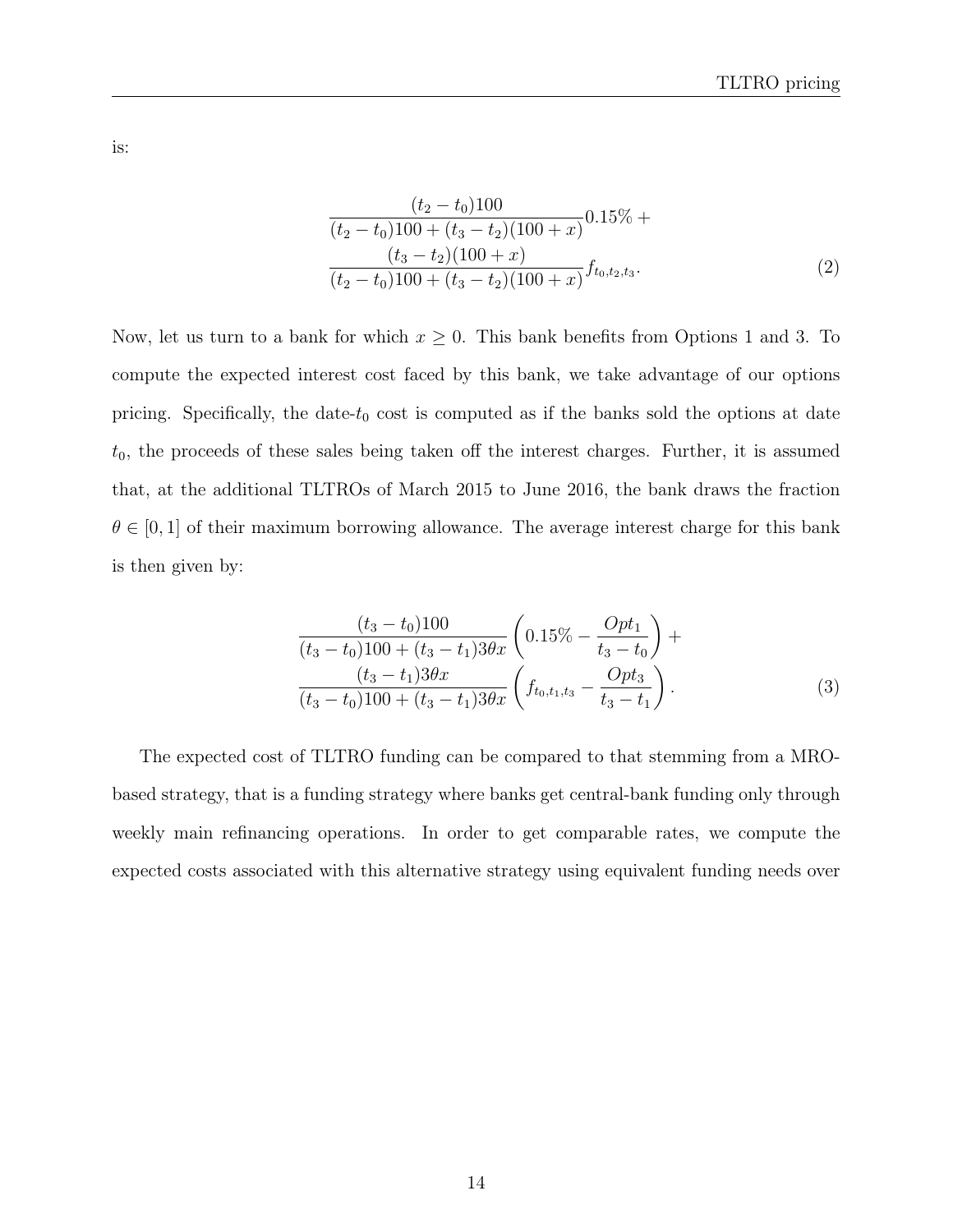is:

$$
\begin{aligned}
&\frac{(t_2 - t_0)100}{(t_2 - t_0)100 + (t_3 - t_2)(100 + x)} 0.15\% + \\
&\frac{(t_3 - t_2)(100 + x)}{(t_2 - t_0)100 + (t_3 - t_2)(100 + x)} f_{t_0,t_2,t_3}.
\end{aligned}
\tag{2}
$$

Now, let us turn to a bank for which $x \geq 0$. This bank benefits from Options 1 and 3. To compute the expected interest cost faced by this bank, we take advantage of our options pricing. Specifically, the date-$t_0$ cost is computed as if the banks sold the options at date $t_0$, the proceeds of these sales being taken off the interest charges. Further, it is assumed that, at the additional TLTROs of March 2015 to June 2016, the bank draws the fraction $\theta \in [0, 1]$ of their maximum borrowing allowance. The average interest charge for this bank is then given by:

$$
\begin{aligned}
&\frac{(t_3 - t_0)100}{(t_3 - t_0)100 + (t_3 - t_1)3\theta x} \left( 0.15\% - \frac{Opt_1}{t_3 - t_0} \right) + \\
&\frac{(t_3 - t_1)3\theta x}{(t_3 - t_0)100 + (t_3 - t_1)3\theta x} \left( f_{t_0,t_1,t_3} - \frac{Opt_3}{t_3 - t_1} \right).
\end{aligned}
\tag{3}
$$

The expected cost of TLTRO funding can be compared to that stemming from a MRO-based strategy, that is a funding strategy where banks get central-bank funding only through weekly main refinancing operations. In order to get comparable rates, we compute the expected costs associated with this alternative strategy using equivalent funding needs over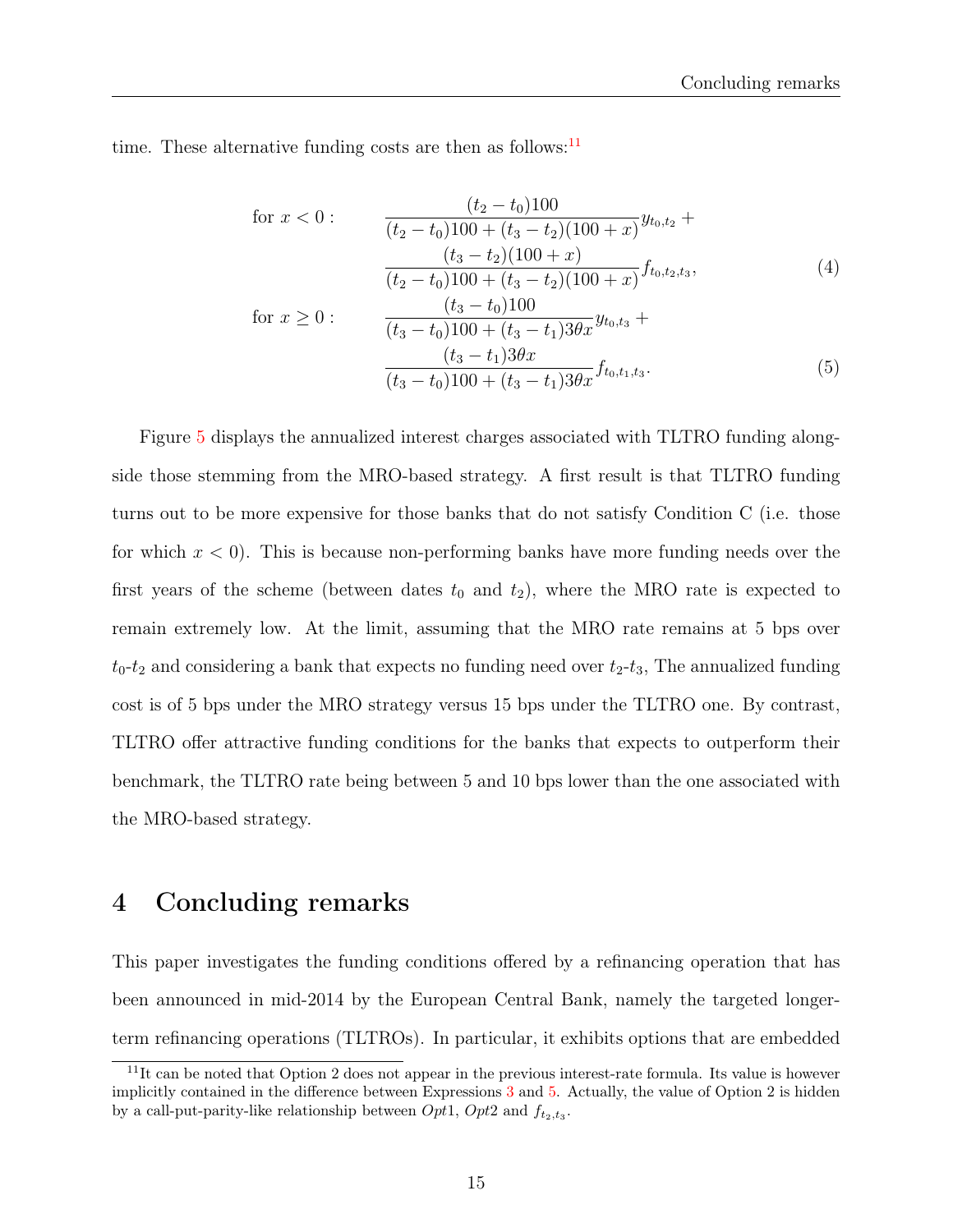time. These alternative funding costs are then as follows:[11]

$$
\begin{aligned}
\text{for } x < 0: \qquad & \frac{(t_2 - t_0)100}{(t_2 - t_0)100 + (t_3 - t_2)(100 + x)} y_{t_0,t_2} + \\
& \frac{(t_3 - t_2)(100 + x)}{(t_2 - t_0)100 + (t_3 - t_2)(100 + x)} f_{t_0,t_2,t_3}, \qquad (4) \\
\text{for } x \geq 0: \qquad & \frac{(t_3 - t_0)100}{(t_3 - t_0)100 + (t_3 - t_1)3\theta x} y_{t_0,t_3} + \\
& \frac{(t_3 - t_1)3\theta x}{(t_3 - t_0)100 + (t_3 - t_1)3\theta x} f_{t_0,t_1,t_3}. \qquad (5)
\end{aligned}
$$

Figure 5 displays the annualized interest charges associated with TLTRO funding alongside those stemming from the MRO-based strategy. A first result is that TLTRO funding turns out to be more expensive for those banks that do not satisfy Condition C (i.e. those for which $x < 0$). This is because non-performing banks have more funding needs over the first years of the scheme (between dates $t_0$ and $t_2$), where the MRO rate is expected to remain extremely low. At the limit, assuming that the MRO rate remains at 5 bps over $t_0$-$t_2$ and considering a bank that expects no funding need over $t_2$-$t_3$, The annualized funding cost is of 5 bps under the MRO strategy versus 15 bps under the TLTRO one. By contrast, TLTRO offer attractive funding conditions for the banks that expects to outperform their benchmark, the TLTRO rate being between 5 and 10 bps lower than the one associated with the MRO-based strategy.

# 4 Concluding remarks

This paper investigates the funding conditions offered by a refinancing operation that has been announced in mid-2014 by the European Central Bank, namely the targeted longer-term refinancing operations (TLTROs). In particular, it exhibits options that are embedded

[11] It can be noted that Option 2 does not appear in the previous interest-rate formula. Its value is however implicitly contained in the difference between Expressions 3 and 5. Actually, the value of Option 2 is hidden by a call-put-parity-like relationship between $Opt1$, $Opt2$ and $f_{t_2,t_3}$.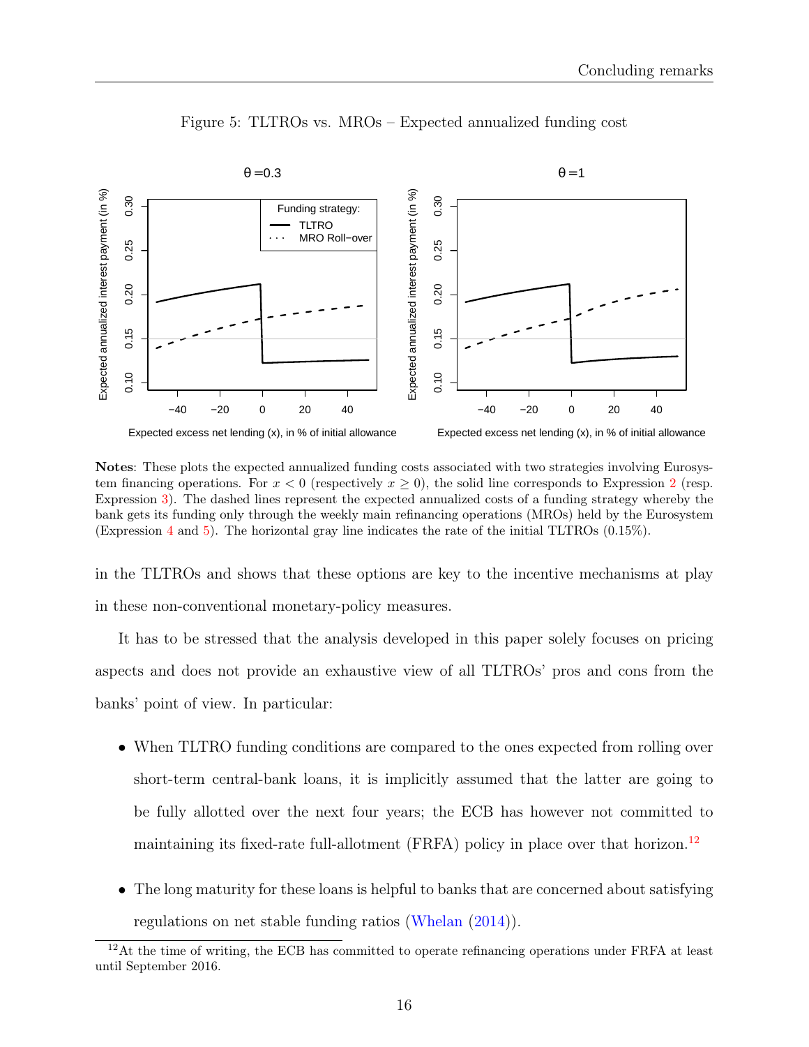Figure 5: TLTROs vs. MROs – Expected annualized funding cost

**Notes**: These plots the expected annualized funding costs associated with two strategies involving Eurosystem financing operations. For $x < 0$ (respectively $x \geq 0$), the solid line corresponds to Expression 2 (resp. Expression 3). The dashed lines represent the expected annualized costs of a funding strategy whereby the bank gets its funding only through the weekly main refinancing operations (MROs) held by the Eurosystem (Expression 4 and 5). The horizontal gray line indicates the rate of the initial TLTROs (0.15%).

in the TLTROs and shows that these options are key to the incentive mechanisms at play in these non-conventional monetary-policy measures.

It has to be stressed that the analysis developed in this paper solely focuses on pricing aspects and does not provide an exhaustive view of all TLTROs' pros and cons from the banks' point of view. In particular:

- When TLTRO funding conditions are compared to the ones expected from rolling over short-term central-bank loans, it is implicitly assumed that the latter are going to be fully allotted over the next four years; the ECB has however not committed to maintaining its fixed-rate full-allotment (FRFA) policy in place over that horizon.[12]
- The long maturity for these loans is helpful to banks that are concerned about satisfying regulations on net stable funding ratios (Whelan (2014)).

[12] At the time of writing, the ECB has committed to operate refinancing operations under FRFA at least until September 2016.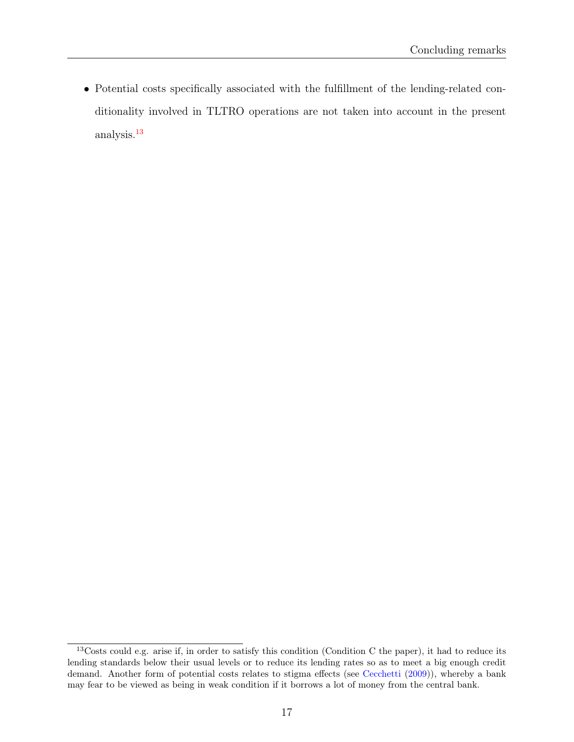- Potential costs specifically associated with the fulfillment of the lending-related conditionality involved in TLTRO operations are not taken into account in the present analysis.[13]

[13] Costs could e.g. arise if, in order to satisfy this condition (Condition C the paper), it had to reduce its lending standards below their usual levels or to reduce its lending rates so as to meet a big enough credit demand. Another form of potential costs relates to stigma effects (see Cecchetti (2009)), whereby a bank may fear to be viewed as being in weak condition if it borrows a lot of money from the central bank.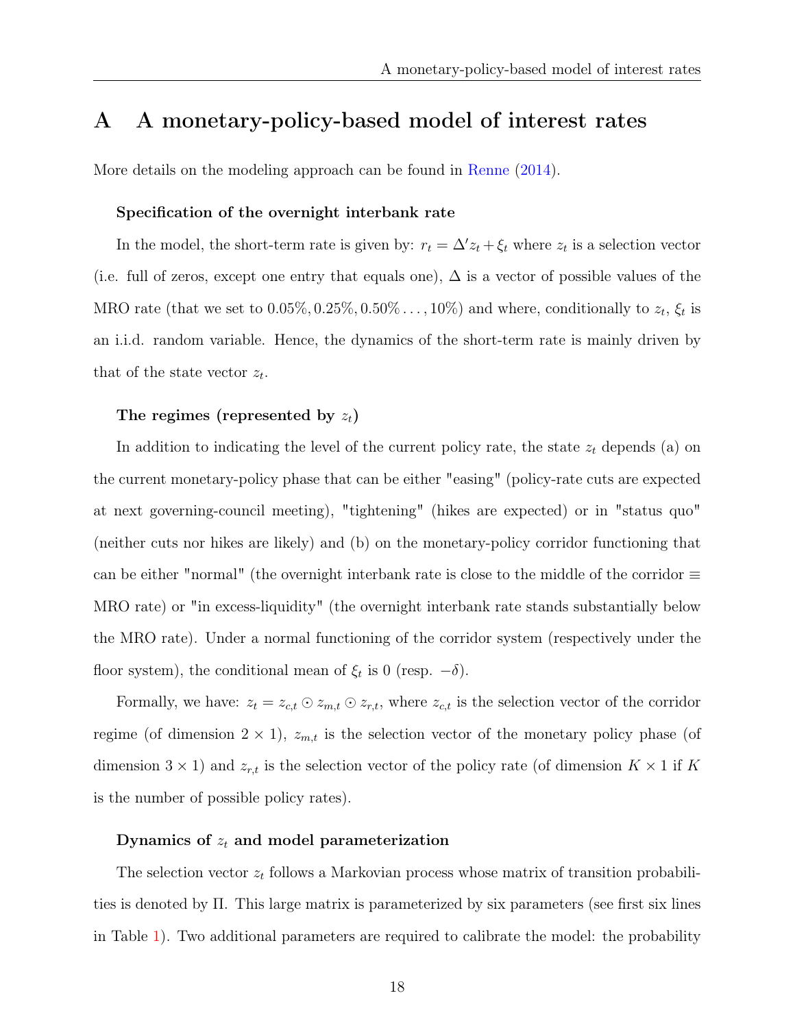# A A monetary-policy-based model of interest rates

More details on the modeling approach can be found in Renne (2014).

#### Specification of the overnight interbank rate

In the model, the short-term rate is given by: $r_t = \Delta' z_t + \xi_t$ where $z_t$ is a selection vector (i.e. full of zeros, except one entry that equals one), $\Delta$ is a vector of possible values of the MRO rate (that we set to $0.05\%, 0.25\%, 0.50\% \dots, 10\%$) and where, conditionally to $z_t$, $\xi_t$ is an i.i.d. random variable. Hence, the dynamics of the short-term rate is mainly driven by that of the state vector $z_t$.

#### The regimes (represented by $z_t$)

In addition to indicating the level of the current policy rate, the state $z_t$ depends (a) on the current monetary-policy phase that can be either "easing" (policy-rate cuts are expected at next governing-council meeting), "tightening" (hikes are expected) or in "status quo" (neither cuts nor hikes are likely) and (b) on the monetary-policy corridor functioning that can be either "normal" (the overnight interbank rate is close to the middle of the corridor $\equiv$ MRO rate) or "in excess-liquidity" (the overnight interbank rate stands substantially below the MRO rate). Under a normal functioning of the corridor system (respectively under the floor system), the conditional mean of $\xi_t$ is 0 (resp. $-\delta$).

Formally, we have: $z_t = z_{c,t} \odot z_{m,t} \odot z_{r,t}$, where $z_{c,t}$ is the selection vector of the corridor regime (of dimension $2 \times 1$), $z_{m,t}$ is the selection vector of the monetary policy phase (of dimension $3 \times 1$) and $z_{r,t}$ is the selection vector of the policy rate (of dimension $K \times 1$ if $K$ is the number of possible policy rates).

#### Dynamics of $z_t$ and model parameterization

The selection vector $z_t$ follows a Markovian process whose matrix of transition probabilities is denoted by $\Pi$. This large matrix is parameterized by six parameters (see first six lines in Table 1). Two additional parameters are required to calibrate the model: the probability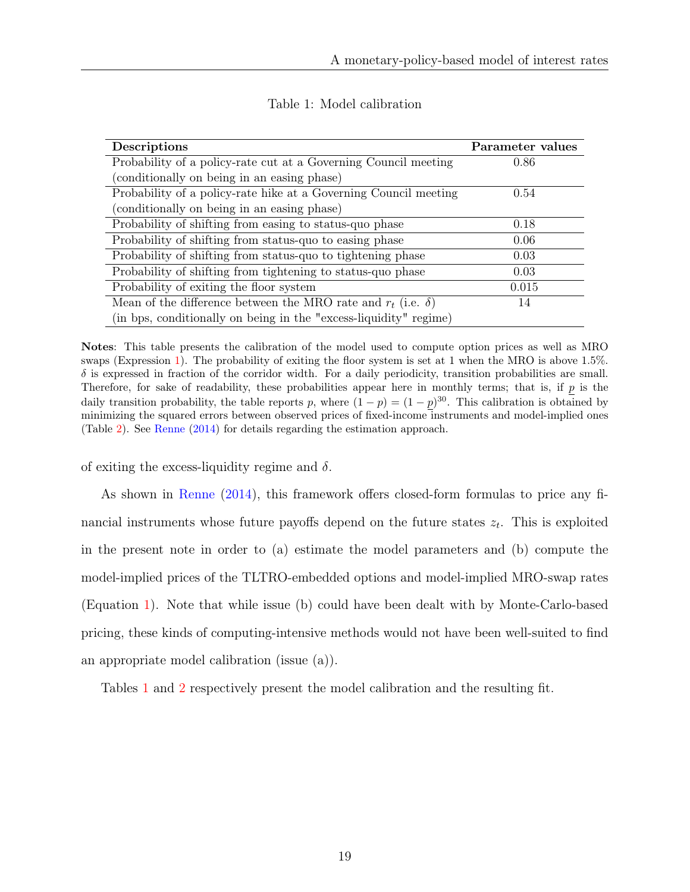Table 1: Model calibration

| Descriptions | Parameter values |
|---|---|
| Probability of a policy-rate cut at a Governing Council meeting (conditionally on being in an easing phase) | 0.86 |
| Probability of a policy-rate hike at a Governing Council meeting (conditionally on being in an easing phase) | 0.54 |
| Probability of shifting from easing to status-quo phase | 0.18 |
| Probability of shifting from status-quo to easing phase | 0.06 |
| Probability of shifting from status-quo to tightening phase | 0.03 |
| Probability of shifting from tightening to status-quo phase | 0.03 |
| Probability of exiting the floor system | 0.015 |
| Mean of the difference between the MRO rate and $r_t$ (i.e. $\delta$) (in bps, conditionally on being in the "excess-liquidity" regime) | 14 |

**Notes**: This table presents the calibration of the model used to compute option prices as well as MRO swaps (Expression 1). The probability of exiting the floor system is set at 1 when the MRO is above 1.5%. $\delta$ is expressed in fraction of the corridor width. For a daily periodicity, transition probabilities are small. Therefore, for sake of readability, these probabilities appear here in monthly terms; that is, if $\underline{p}$ is the daily transition probability, the table reports $p$, where $(1-p) = (1-\underline{p})^{30}$. This calibration is obtained by minimizing the squared errors between observed prices of fixed-income instruments and model-implied ones (Table 2). See Renne (2014) for details regarding the estimation approach.

of exiting the excess-liquidity regime and $\delta$.

As shown in Renne (2014), this framework offers closed-form formulas to price any financial instruments whose future payoffs depend on the future states $z_t$. This is exploited in the present note in order to (a) estimate the model parameters and (b) compute the model-implied prices of the TLTRO-embedded options and model-implied MRO-swap rates (Equation 1). Note that while issue (b) could have been dealt with by Monte-Carlo-based pricing, these kinds of computing-intensive methods would not have been well-suited to find an appropriate model calibration (issue (a)).

Tables 1 and 2 respectively present the model calibration and the resulting fit.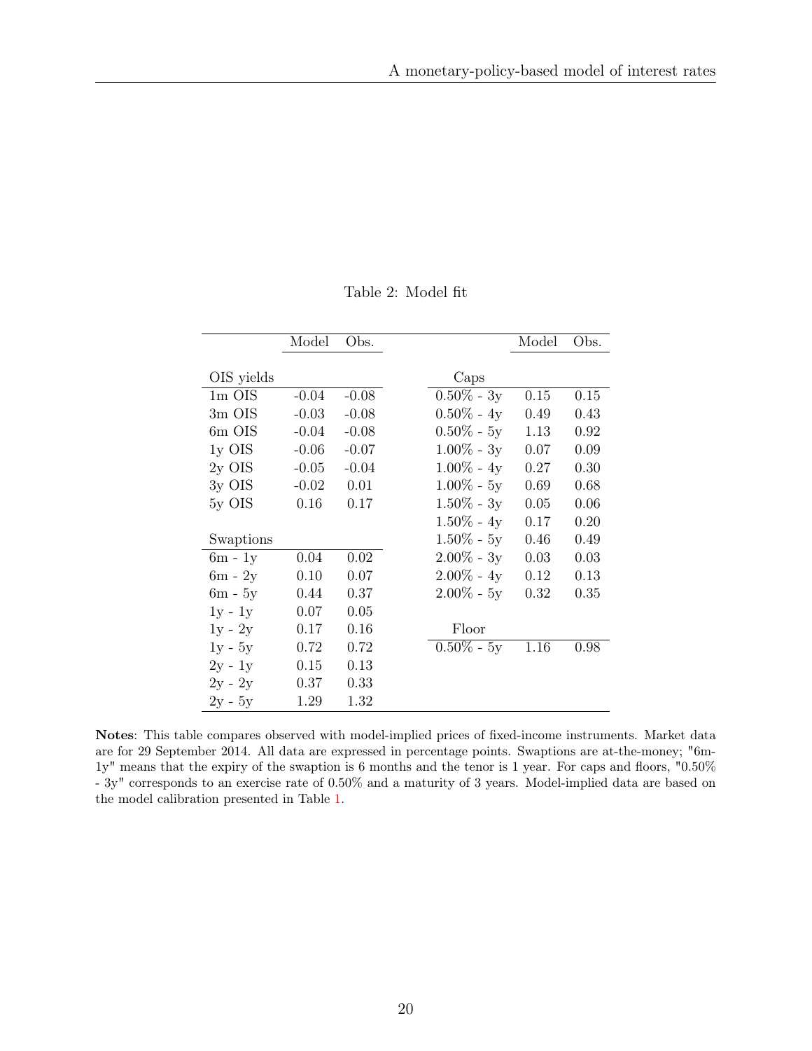Table 2: Model fit

| | Model | Obs. | | Model | Obs. |
|---|---|---|---|---|---|
| OIS yields | | | Caps | | |
| 1m OIS | -0.04 | -0.08 | 0.50% - 3y | 0.15 | 0.15 |
| 3m OIS | -0.03 | -0.08 | 0.50% - 4y | 0.49 | 0.43 |
| 6m OIS | -0.04 | -0.08 | 0.50% - 5y | 1.13 | 0.92 |
| 1y OIS | -0.06 | -0.07 | 1.00% - 3y | 0.07 | 0.09 |
| 2y OIS | -0.05 | -0.04 | 1.00% - 4y | 0.27 | 0.30 |
| 3y OIS | -0.02 | 0.01 | 1.00% - 5y | 0.69 | 0.68 |
| 5y OIS | 0.16 | 0.17 | 1.50% - 3y | 0.05 | 0.06 |
| | | | 1.50% - 4y | 0.17 | 0.20 |
| Swaptions | | | 1.50% - 5y | 0.46 | 0.49 |
| 6m - 1y | 0.04 | 0.02 | 2.00% - 3y | 0.03 | 0.03 |
| 6m - 2y | 0.10 | 0.07 | 2.00% - 4y | 0.12 | 0.13 |
| 6m - 5y | 0.44 | 0.37 | 2.00% - 5y | 0.32 | 0.35 |
| 1y - 1y | 0.07 | 0.05 | | | |
| 1y - 2y | 0.17 | 0.16 | Floor | | |
| 1y - 5y | 0.72 | 0.72 | 0.50% - 5y | 1.16 | 0.98 |
| 2y - 1y | 0.15 | 0.13 | | | |
| 2y - 2y | 0.37 | 0.33 | | | |
| 2y - 5y | 1.29 | 1.32 | | | |

**Notes**: This table compares observed with model-implied prices of fixed-income instruments. Market data are for 29 September 2014. All data are expressed in percentage points. Swaptions are at-the-money; "6m-1y" means that the expiry of the swaption is 6 months and the tenor is 1 year. For caps and floors, "0.50% - 3y" corresponds to an exercise rate of 0.50% and a maturity of 3 years. Model-implied data are based on the model calibration presented in Table 1.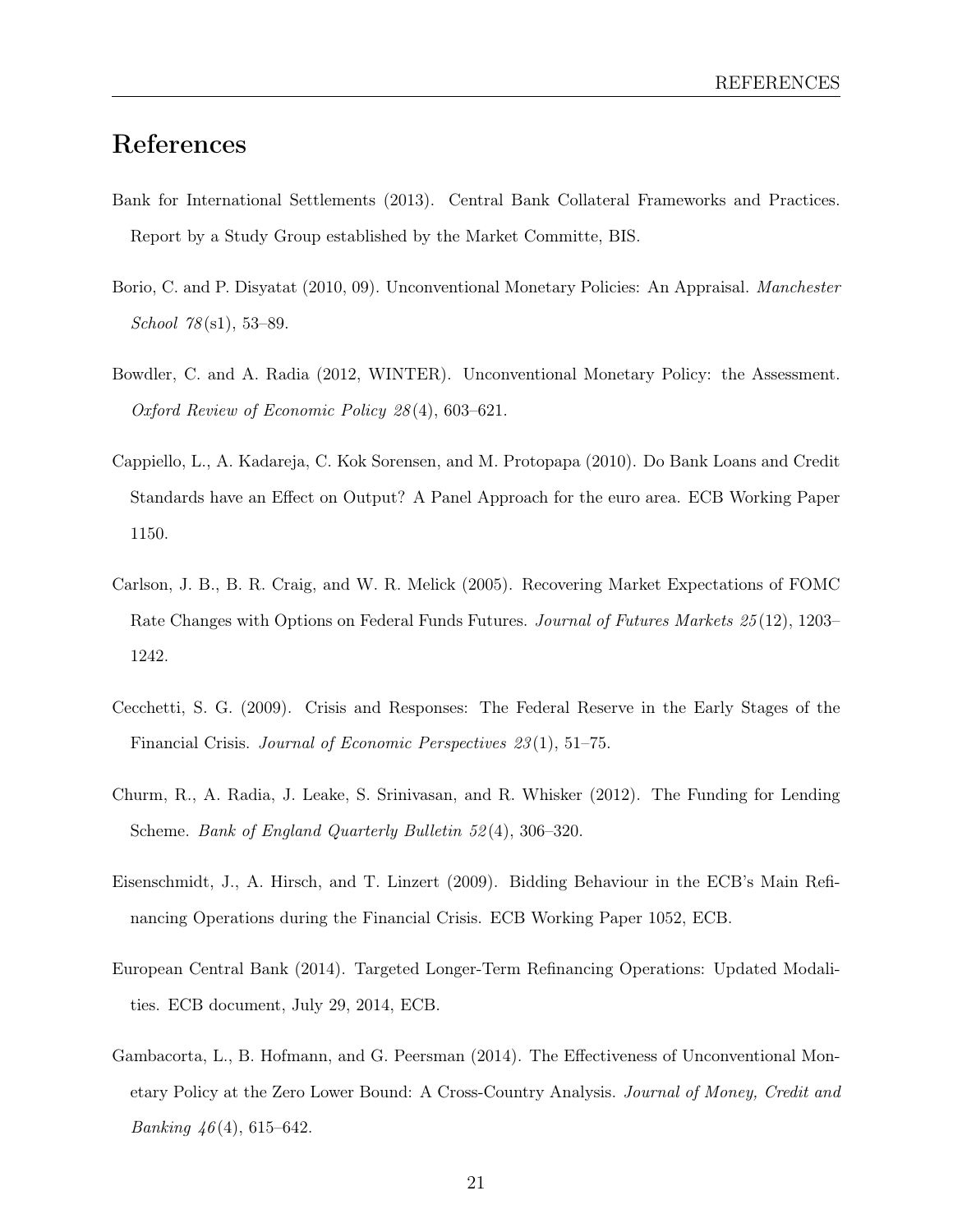# References

Bank for International Settlements (2013). Central Bank Collateral Frameworks and Practices. Report by a Study Group established by the Market Committe, BIS.

Borio, C. and P. Disyatat (2010, 09). Unconventional Monetary Policies: An Appraisal. *Manchester School 78*(s1), 53–89.

Bowdler, C. and A. Radia (2012, WINTER). Unconventional Monetary Policy: the Assessment. *Oxford Review of Economic Policy 28*(4), 603–621.

Cappiello, L., A. Kadareja, C. Kok Sorensen, and M. Protopapa (2010). Do Bank Loans and Credit Standards have an Effect on Output? A Panel Approach for the euro area. ECB Working Paper 1150.

Carlson, J. B., B. R. Craig, and W. R. Melick (2005). Recovering Market Expectations of FOMC Rate Changes with Options on Federal Funds Futures. *Journal of Futures Markets 25*(12), 1203–1242.

Cecchetti, S. G. (2009). Crisis and Responses: The Federal Reserve in the Early Stages of the Financial Crisis. *Journal of Economic Perspectives 23*(1), 51–75.

Churm, R., A. Radia, J. Leake, S. Srinivasan, and R. Whisker (2012). The Funding for Lending Scheme. *Bank of England Quarterly Bulletin 52*(4), 306–320.

Eisenschmidt, J., A. Hirsch, and T. Linzert (2009). Bidding Behaviour in the ECB's Main Refinancing Operations during the Financial Crisis. ECB Working Paper 1052, ECB.

European Central Bank (2014). Targeted Longer-Term Refinancing Operations: Updated Modalities. ECB document, July 29, 2014, ECB.

Gambacorta, L., B. Hofmann, and G. Peersman (2014). The Effectiveness of Unconventional Monetary Policy at the Zero Lower Bound: A Cross-Country Analysis. *Journal of Money, Credit and Banking 46*(4), 615–642.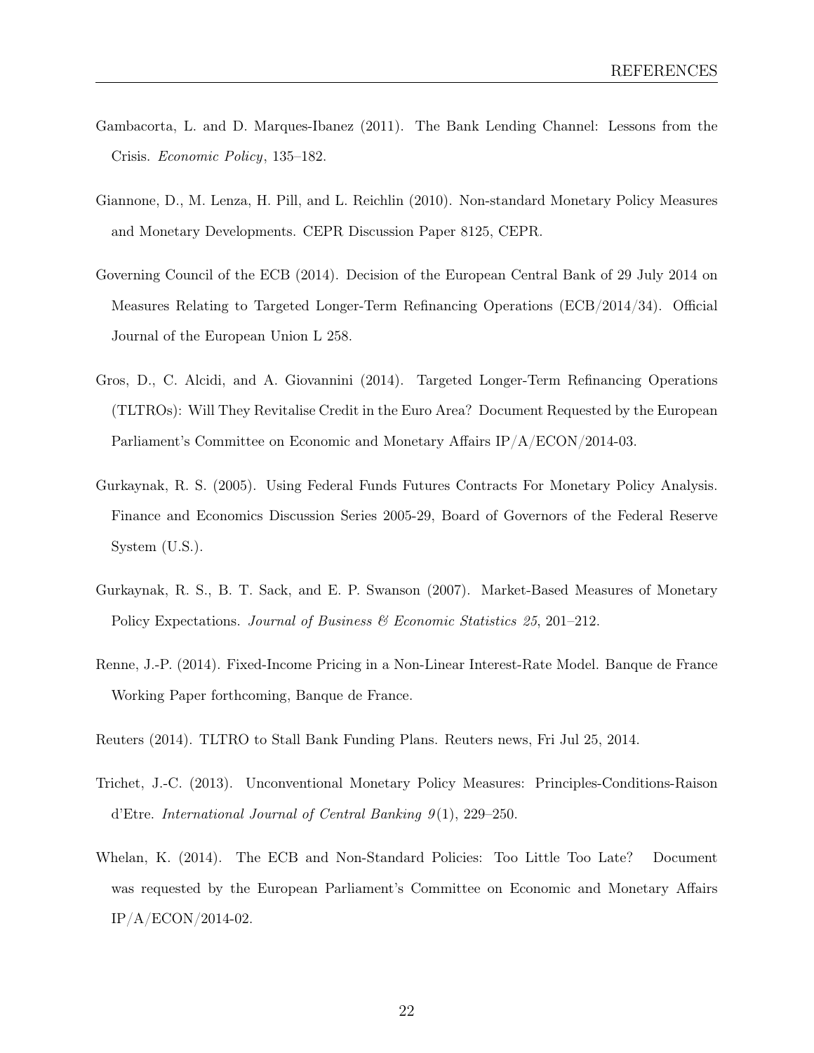Gambacorta, L. and D. Marques-Ibanez (2011). The Bank Lending Channel: Lessons from the Crisis. *Economic Policy*, 135–182.

Giannone, D., M. Lenza, H. Pill, and L. Reichlin (2010). Non-standard Monetary Policy Measures and Monetary Developments. CEPR Discussion Paper 8125, CEPR.

Governing Council of the ECB (2014). Decision of the European Central Bank of 29 July 2014 on Measures Relating to Targeted Longer-Term Refinancing Operations (ECB/2014/34). Official Journal of the European Union L 258.

Gros, D., C. Alcidi, and A. Giovannini (2014). Targeted Longer-Term Refinancing Operations (TLTROs): Will They Revitalise Credit in the Euro Area? Document Requested by the European Parliament's Committee on Economic and Monetary Affairs IP/A/ECON/2014-03.

Gurkaynak, R. S. (2005). Using Federal Funds Futures Contracts For Monetary Policy Analysis. Finance and Economics Discussion Series 2005-29, Board of Governors of the Federal Reserve System (U.S.).

Gurkaynak, R. S., B. T. Sack, and E. P. Swanson (2007). Market-Based Measures of Monetary Policy Expectations. *Journal of Business & Economic Statistics 25*, 201–212.

Renne, J.-P. (2014). Fixed-Income Pricing in a Non-Linear Interest-Rate Model. Banque de France Working Paper forthcoming, Banque de France.

Reuters (2014). TLTRO to Stall Bank Funding Plans. Reuters news, Fri Jul 25, 2014.

Trichet, J.-C. (2013). Unconventional Monetary Policy Measures: Principles-Conditions-Raison d'Etre. *International Journal of Central Banking 9*(1), 229–250.

Whelan, K. (2014). The ECB and Non-Standard Policies: Too Little Too Late? Document was requested by the European Parliament's Committee on Economic and Monetary Affairs IP/A/ECON/2014-02.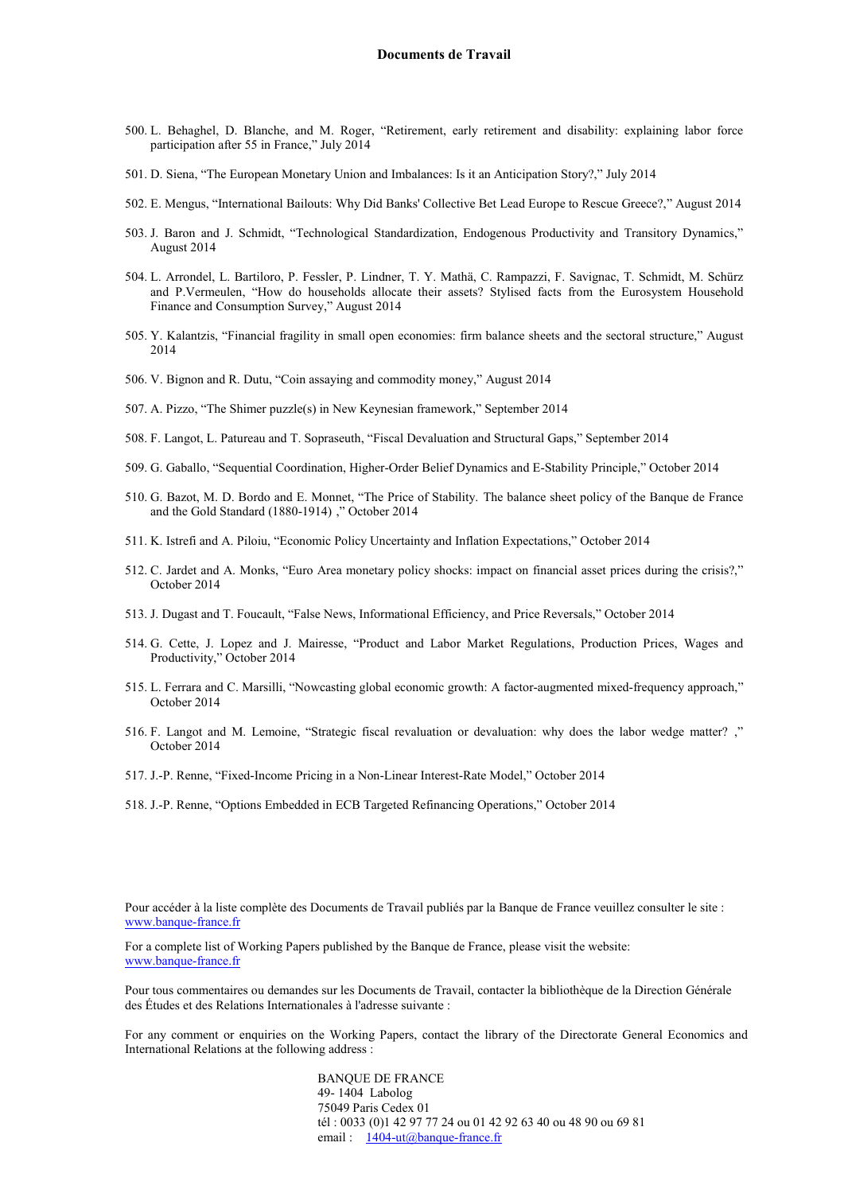# Documents de Travail

500. L. Behaghel, D. Blanche, and M. Roger, "Retirement, early retirement and disability: explaining labor force participation after 55 in France," July 2014

501. D. Siena, "The European Monetary Union and Imbalances: Is it an Anticipation Story?," July 2014

502. E. Mengus, "International Bailouts: Why Did Banks' Collective Bet Lead Europe to Rescue Greece?," August 2014

503. J. Baron and J. Schmidt, "Technological Standardization, Endogenous Productivity and Transitory Dynamics," August 2014

504. L. Arrondel, L. Bartiloro, P. Fessler, P. Lindner, T. Y. Mathä, C. Rampazzi, F. Savignac, T. Schmidt, M. Schürz and P.Vermeulen, "How do households allocate their assets? Stylised facts from the Eurosystem Household Finance and Consumption Survey," August 2014

505. Y. Kalantzis, "Financial fragility in small open economies: firm balance sheets and the sectoral structure," August 2014

506. V. Bignon and R. Dutu, "Coin assaying and commodity money," August 2014

507. A. Pizzo, "The Shimer puzzle(s) in New Keynesian framework," September 2014

508. F. Langot, L. Patureau and T. Sopraseuth, "Fiscal Devaluation and Structural Gaps," September 2014

509. G. Gaballo, "Sequential Coordination, Higher-Order Belief Dynamics and E-Stability Principle," October 2014

510. G. Bazot, M. D. Bordo and E. Monnet, "The Price of Stability. The balance sheet policy of the Banque de France and the Gold Standard (1880-1914) ," October 2014

511. K. Istrefi and A. Piloiu, "Economic Policy Uncertainty and Inflation Expectations," October 2014

512. C. Jardet and A. Monks, "Euro Area monetary policy shocks: impact on financial asset prices during the crisis?," October 2014

513. J. Dugast and T. Foucault, "False News, Informational Efficiency, and Price Reversals," October 2014

514. G. Cette, J. Lopez and J. Mairesse, "Product and Labor Market Regulations, Production Prices, Wages and Productivity," October 2014

515. L. Ferrara and C. Marsilli, "Nowcasting global economic growth: A factor-augmented mixed-frequency approach," October 2014

516. F. Langot and M. Lemoine, "Strategic fiscal revaluation or devaluation: why does the labor wedge matter? ," October 2014

517. J.-P. Renne, "Fixed-Income Pricing in a Non-Linear Interest-Rate Model," October 2014

518. J.-P. Renne, "Options Embedded in ECB Targeted Refinancing Operations," October 2014

Pour accéder à la liste complète des Documents de Travail publiés par la Banque de France veuillez consulter le site : www.banque-france.fr

For a complete list of Working Papers published by the Banque de France, please visit the website: www.banque-france.fr

Pour tous commentaires ou demandes sur les Documents de Travail, contacter la bibliothèque de la Direction Générale des Études et des Relations Internationales à l'adresse suivante :

For any comment or enquiries on the Working Papers, contact the library of the Directorate General Economics and International Relations at the following address :

BANQUE DE FRANCE
49- 1404 Labolog
75049 Paris Cedex 01
tél : 0033 (0)1 42 97 77 24 ou 01 42 92 63 40 ou 48 90 ou 69 81
email : 1404-ut@banque-france.fr